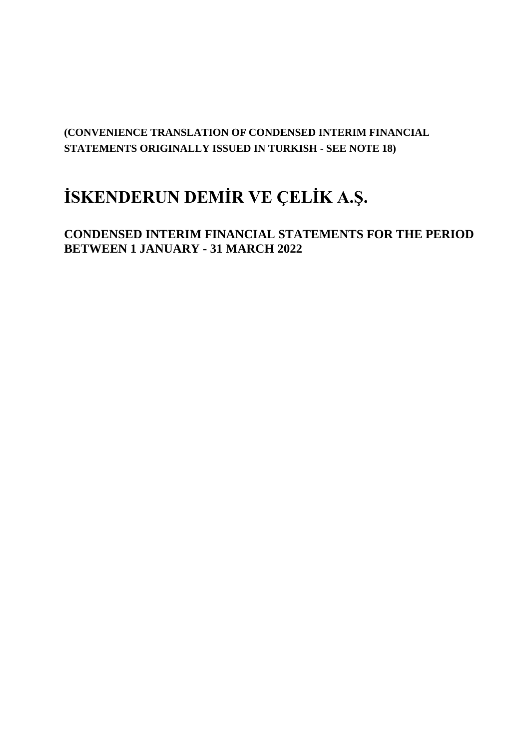**(CONVENIENCE TRANSLATION OF CONDENSED INTERIM FINANCIAL STATEMENTS ORIGINALLY ISSUED IN TURKISH - SEE NOTE 18)**

# İSKENDERUN DEMİR VE ÇELİK A.Ş.

## CONDENSED INTERIM FINANCIAL STATEMENTS FOR THE PERIOD BETWEEN 1 JANUARY - 31 MARCH 2022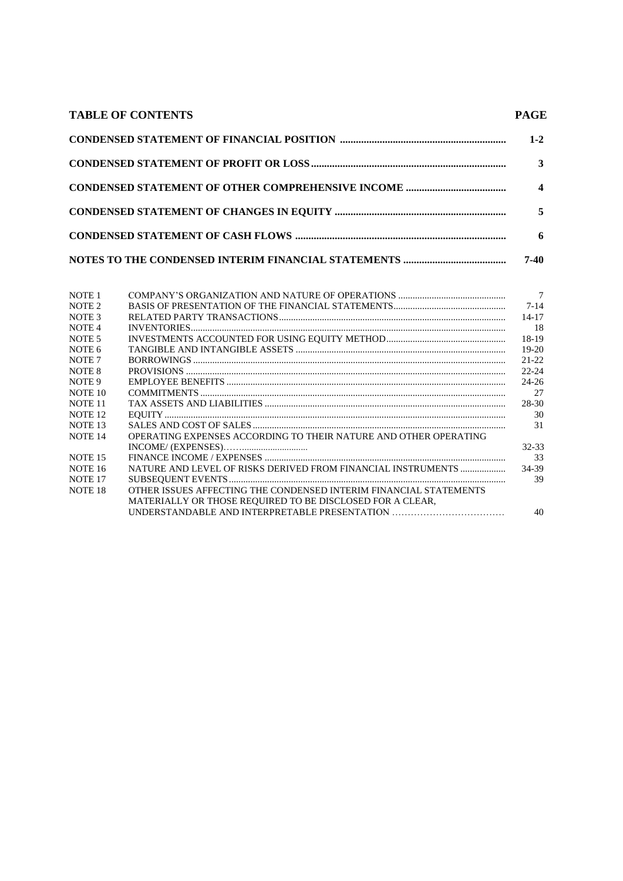| TABLE OF CONTENTS | PAGE |
|---|---|
| **CONDENSED STATEMENT OF FINANCIAL POSITION** | **1-2** |
| **CONDENSED STATEMENT OF PROFIT OR LOSS** | **3** |
| **CONDENSED STATEMENT OF OTHER COMPREHENSIVE INCOME** | **4** |
| **CONDENSED STATEMENT OF CHANGES IN EQUITY** | **5** |
| **CONDENSED STATEMENT OF CASH FLOWS** | **6** |
| **NOTES TO THE CONDENSED INTERIM FINANCIAL STATEMENTS** | **7-40** |

| | | |
|---|---|---|
| NOTE 1 | COMPANY'S ORGANIZATION AND NATURE OF OPERATIONS | 7 |
| NOTE 2 | BASIS OF PRESENTATION OF THE FINANCIAL STATEMENTS | 7-14 |
| NOTE 3 | RELATED PARTY TRANSACTIONS | 14-17 |
| NOTE 4 | INVENTORIES | 18 |
| NOTE 5 | INVESTMENTS ACCOUNTED FOR USING EQUITY METHOD | 18-19 |
| NOTE 6 | TANGIBLE AND INTANGIBLE ASSETS | 19-20 |
| NOTE 7 | BORROWINGS | 21-22 |
| NOTE 8 | PROVISIONS | 22-24 |
| NOTE 9 | EMPLOYEE BENEFITS | 24-26 |
| NOTE 10 | COMMITMENTS | 27 |
| NOTE 11 | TAX ASSETS AND LIABILITIES | 28-30 |
| NOTE 12 | EQUITY | 30 |
| NOTE 13 | SALES AND COST OF SALES | 31 |
| NOTE 14 | OPERATING EXPENSES ACCORDING TO THEIR NATURE AND OTHER OPERATING INCOME/ (EXPENSES) | 32-33 |
| NOTE 15 | FINANCE INCOME / EXPENSES | 33 |
| NOTE 16 | NATURE AND LEVEL OF RISKS DERIVED FROM FINANCIAL INSTRUMENTS | 34-39 |
| NOTE 17 | SUBSEQUENT EVENTS | 39 |
| NOTE 18 | OTHER ISSUES AFFECTING THE CONDENSED INTERIM FINANCIAL STATEMENTS MATERIALLY OR THOSE REQUIRED TO BE DISCLOSED FOR A CLEAR, UNDERSTANDABLE AND INTERPRETABLE PRESENTATION | 40 |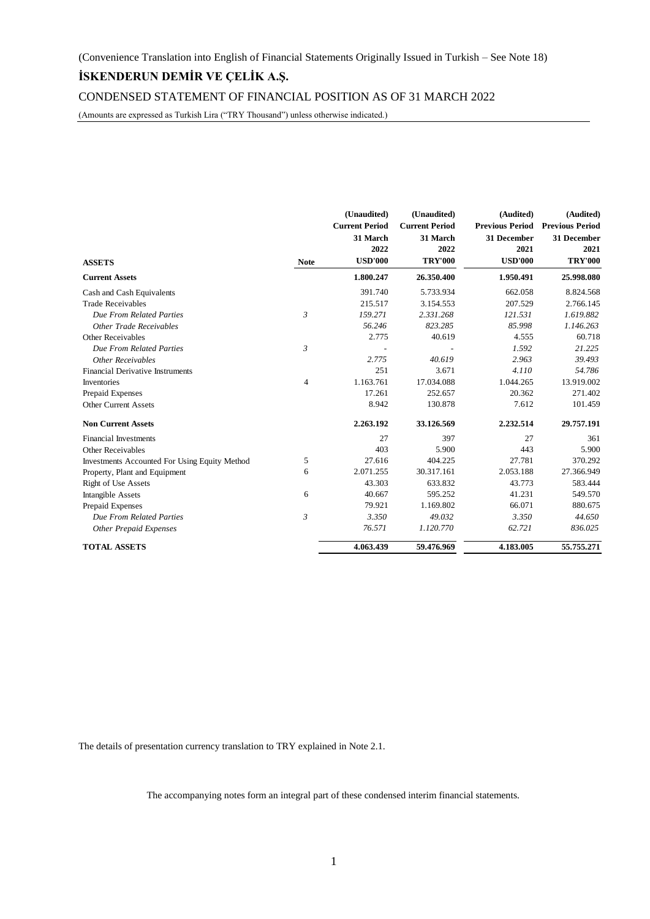(Convenience Translation into English of Financial Statements Originally Issued in Turkish – See Note 18)

# İSKENDERUN DEMİR VE ÇELİK A.Ş.

## CONDENSED STATEMENT OF FINANCIAL POSITION AS OF 31 MARCH 2022

(Amounts are expressed as Turkish Lira ("TRY Thousand") unless otherwise indicated.)

| ASSETS | Note | (Unaudited) Current Period 31 March 2022 USD'000 | (Unaudited) Current Period 31 March 2022 TRY'000 | (Audited) Previous Period 31 December 2021 USD'000 | (Audited) Previous Period 31 December 2021 TRY'000 |
|---|---|---|---|---|---|
| **Current Assets** | | **1.800.247** | **26.350.400** | **1.950.491** | **25.998.080** |
| Cash and Cash Equivalents | | 391.740 | 5.733.934 | 662.058 | 8.824.568 |
| Trade Receivables | | 215.517 | 3.154.553 | 207.529 | 2.766.145 |
| *Due From Related Parties* | *3* | *159.271* | *2.331.268* | *121.531* | *1.619.882* |
| *Other Trade Receivables* | | *56.246* | *823.285* | *85.998* | *1.146.263* |
| Other Receivables | | 2.775 | 40.619 | 4.555 | 60.718 |
| *Due From Related Parties* | *3* | - | - | *1.592* | *21.225* |
| *Other Receivables* | | *2.775* | *40.619* | *2.963* | *39.493* |
| Financial Derivative Instruments | | 251 | 3.671 | *4.110* | *54.786* |
| Inventories | 4 | 1.163.761 | 17.034.088 | 1.044.265 | 13.919.002 |
| Prepaid Expenses | | 17.261 | 252.657 | 20.362 | 271.402 |
| Other Current Assets | | 8.942 | 130.878 | 7.612 | 101.459 |
| **Non Current Assets** | | **2.263.192** | **33.126.569** | **2.232.514** | **29.757.191** |
| Financial Investments | | 27 | 397 | 27 | 361 |
| Other Receivables | | 403 | 5.900 | 443 | 5.900 |
| Investments Accounted For Using Equity Method | 5 | 27.616 | 404.225 | 27.781 | 370.292 |
| Property, Plant and Equipment | 6 | 2.071.255 | 30.317.161 | 2.053.188 | 27.366.949 |
| Right of Use Assets | | 43.303 | 633.832 | 43.773 | 583.444 |
| Intangible Assets | 6 | 40.667 | 595.252 | 41.231 | 549.570 |
| Prepaid Expenses | | 79.921 | 1.169.802 | 66.071 | 880.675 |
| *Due From Related Parties* | *3* | *3.350* | *49.032* | *3.350* | *44.650* |
| *Other Prepaid Expenses* | | *76.571* | *1.120.770* | *62.721* | *836.025* |
| **TOTAL ASSETS** | | **4.063.439** | **59.476.969** | **4.183.005** | **55.755.271** |

The details of presentation currency translation to TRY explained in Note 2.1.

The accompanying notes form an integral part of these condensed interim financial statements.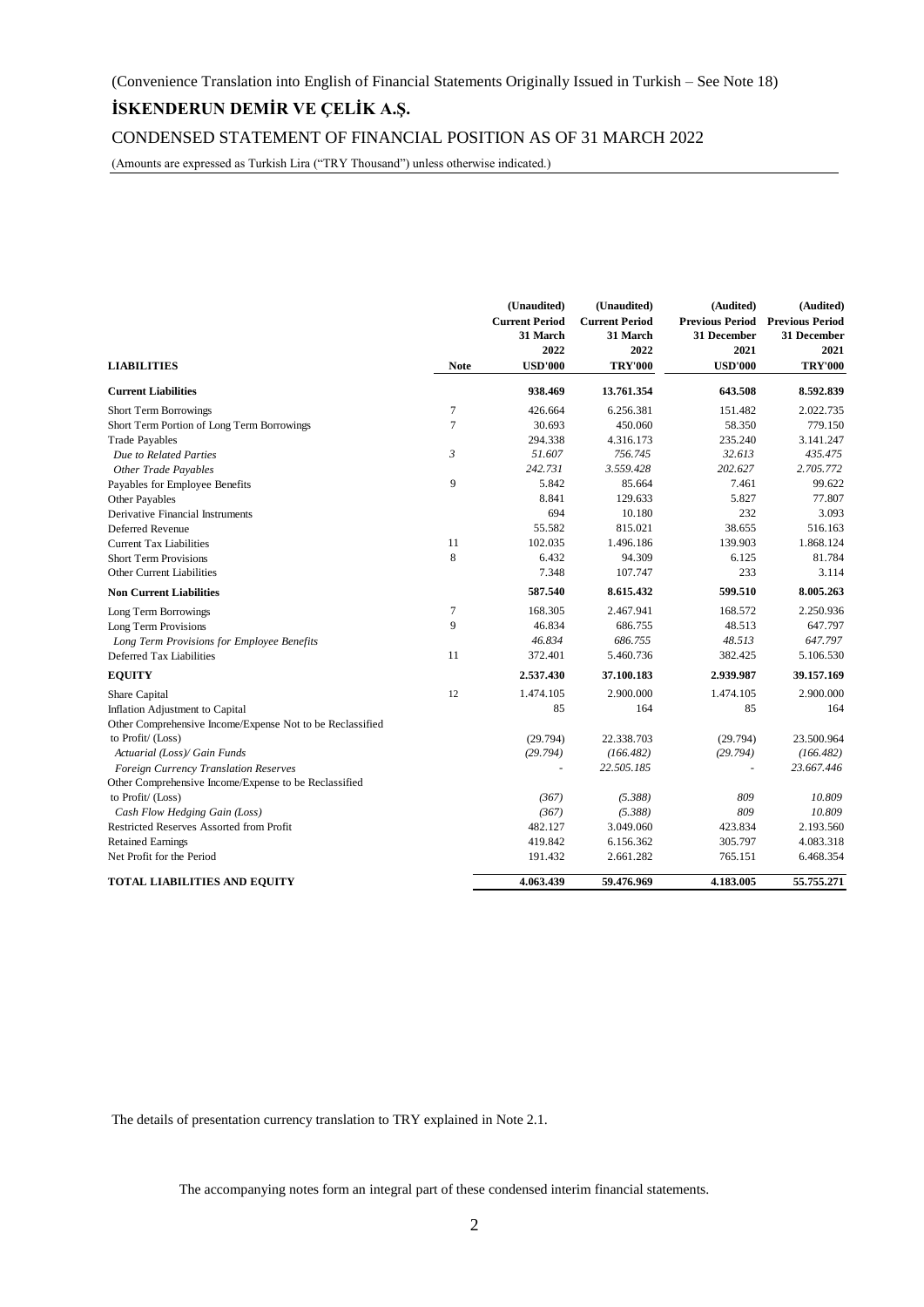(Convenience Translation into English of Financial Statements Originally Issued in Turkish – See Note 18)

# İSKENDERUN DEMİR VE ÇELİK A.Ş.

## CONDENSED STATEMENT OF FINANCIAL POSITION AS OF 31 MARCH 2022

(Amounts are expressed as Turkish Lira ("TRY Thousand") unless otherwise indicated.)

| LIABILITIES | Note | (Unaudited) Current Period 31 March 2022 USD'000 | (Unaudited) Current Period 31 March 2022 TRY'000 | (Audited) Previous Period 31 December 2021 USD'000 | (Audited) Previous Period 31 December 2021 TRY'000 |
|---|---|---|---|---|---|
| **Current Liabilities** | | **938.469** | **13.761.354** | **643.508** | **8.592.839** |
| Short Term Borrowings | 7 | 426.664 | 6.256.381 | 151.482 | 2.022.735 |
| Short Term Portion of Long Term Borrowings | 7 | 30.693 | 450.060 | 58.350 | 779.150 |
| Trade Payables | | 294.338 | 4.316.173 | 235.240 | 3.141.247 |
| *Due to Related Parties* | *3* | *51.607* | *756.745* | *32.613* | *435.475* |
| *Other Trade Payables* | | *242.731* | *3.559.428* | *202.627* | *2.705.772* |
| Payables for Employee Benefits | 9 | 5.842 | 85.664 | 7.461 | 99.622 |
| Other Payables | | 8.841 | 129.633 | 5.827 | 77.807 |
| Derivative Financial Instruments | | 694 | 10.180 | 232 | 3.093 |
| Deferred Revenue | | 55.582 | 815.021 | 38.655 | 516.163 |
| Current Tax Liabilities | 11 | 102.035 | 1.496.186 | 139.903 | 1.868.124 |
| Short Term Provisions | 8 | 6.432 | 94.309 | 6.125 | 81.784 |
| Other Current Liabilities | | 7.348 | 107.747 | 233 | 3.114 |
| **Non Current Liabilities** | | **587.540** | **8.615.432** | **599.510** | **8.005.263** |
| Long Term Borrowings | 7 | 168.305 | 2.467.941 | 168.572 | 2.250.936 |
| Long Term Provisions | 9 | 46.834 | 686.755 | 48.513 | 647.797 |
| *Long Term Provisions for Employee Benefits* | | *46.834* | *686.755* | *48.513* | *647.797* |
| Deferred Tax Liabilities | 11 | 372.401 | 5.460.736 | 382.425 | 5.106.530 |
| **EQUITY** | | **2.537.430** | **37.100.183** | **2.939.987** | **39.157.169** |
| Share Capital | 12 | 1.474.105 | 2.900.000 | 1.474.105 | 2.900.000 |
| Inflation Adjustment to Capital | | 85 | 164 | 85 | 164 |
| Other Comprehensive Income/Expense Not to be Reclassified to Profit/ (Loss) | | (29.794) | 22.338.703 | (29.794) | 23.500.964 |
| *Actuarial (Loss)/ Gain Funds* | | *(29.794)* | *(166.482)* | *(29.794)* | *(166.482)* |
| *Foreign Currency Translation Reserves* | | *-* | *22.505.185* | *-* | *23.667.446* |
| Other Comprehensive Income/Expense to be Reclassified to Profit/ (Loss) | | *(367)* | *(5.388)* | *809* | *10.809* |
| *Cash Flow Hedging Gain (Loss)* | | *(367)* | *(5.388)* | *809* | *10.809* |
| Restricted Reserves Assorted from Profit | | 482.127 | 3.049.060 | 423.834 | 2.193.560 |
| Retained Earnings | | 419.842 | 6.156.362 | 305.797 | 4.083.318 |
| Net Profit for the Period | | 191.432 | 2.661.282 | 765.151 | 6.468.354 |
| **TOTAL LIABILITIES AND EQUITY** | | **4.063.439** | **59.476.969** | **4.183.005** | **55.755.271** |

The details of presentation currency translation to TRY explained in Note 2.1.

The accompanying notes form an integral part of these condensed interim financial statements.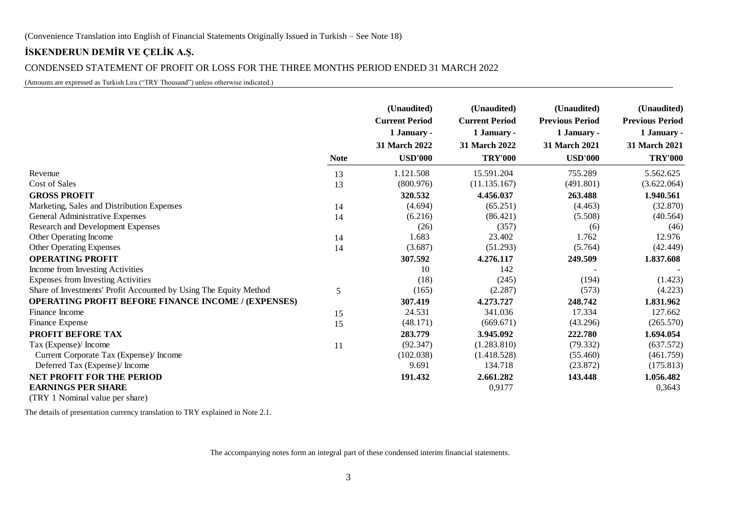(Convenience Translation into English of Financial Statements Originally Issued in Turkish – See Note 18)

## İSKENDERUN DEMİR VE ÇELİK A.Ş.

### CONDENSED STATEMENT OF PROFIT OR LOSS FOR THE THREE MONTHS PERIOD ENDED 31 MARCH 2022

(Amounts are expressed as Turkish Lira ("TRY Thousand") unless otherwise indicated.)

| | Note | (Unaudited) Current Period 1 January - 31 March 2022 USD'000 | (Unaudited) Current Period 1 January - 31 March 2022 TRY'000 | (Unaudited) Previous Period 1 January - 31 March 2021 USD'000 | (Unaudited) Previous Period 1 January - 31 March 2021 TRY'000 |
|---|---|---|---|---|---|
| Revenue | 13 | 1.121.508 | 15.591.204 | 755.289 | 5.562.625 |
| Cost of Sales | 13 | (800.976) | (11.135.167) | (491.801) | (3.622.064) |
| **GROSS PROFIT** | | **320.532** | **4.456.037** | **263.488** | **1.940.561** |
| Marketing, Sales and Distribution Expenses | 14 | (4.694) | (65.251) | (4.463) | (32.870) |
| General Administrative Expenses | 14 | (6.216) | (86.421) | (5.508) | (40.564) |
| Research and Development Expenses | | (26) | (357) | (6) | (46) |
| Other Operating Income | 14 | 1.683 | 23.402 | 1.762 | 12.976 |
| Other Operating Expenses | 14 | (3.687) | (51.293) | (5.764) | (42.449) |
| **OPERATING PROFIT** | | **307.592** | **4.276.117** | **249.509** | **1.837.608** |
| Income from Investing Activities | | 10 | 142 | - | - |
| Expenses from Investing Activities | | (18) | (245) | (194) | (1.423) |
| Share of Investments' Profit Accounted by Using The Equity Method | 5 | (165) | (2.287) | (573) | (4.223) |
| **OPERATING PROFIT BEFORE FINANCE INCOME / (EXPENSES)** | | **307.419** | **4.273.727** | **248.742** | **1.831.962** |
| Finance Income | 15 | 24.531 | 341.036 | 17.334 | 127.662 |
| Finance Expense | 15 | (48.171) | (669.671) | (43.296) | (265.570) |
| **PROFIT BEFORE TAX** | | **283.779** | **3.945.092** | **222.780** | **1.694.054** |
| Tax (Expense)/ Income | 11 | (92.347) | (1.283.810) | (79.332) | (637.572) |
| Current Corporate Tax (Expense)/ Income | | (102.038) | (1.418.528) | (55.460) | (461.759) |
| Deferred Tax (Expense)/ Income | | 9.691 | 134.718 | (23.872) | (175.813) |
| **NET PROFIT FOR THE PERIOD** | | **191.432** | **2.661.282** | **143.448** | **1.056.482** |
| **EARNINGS PER SHARE** | | | 0,9177 | | 0,3643 |
| (TRY 1 Nominal value per share) | | | | | |

The details of presentation currency translation to TRY explained in Note 2.1.

The accompanying notes form an integral part of these condensed interim financial statements.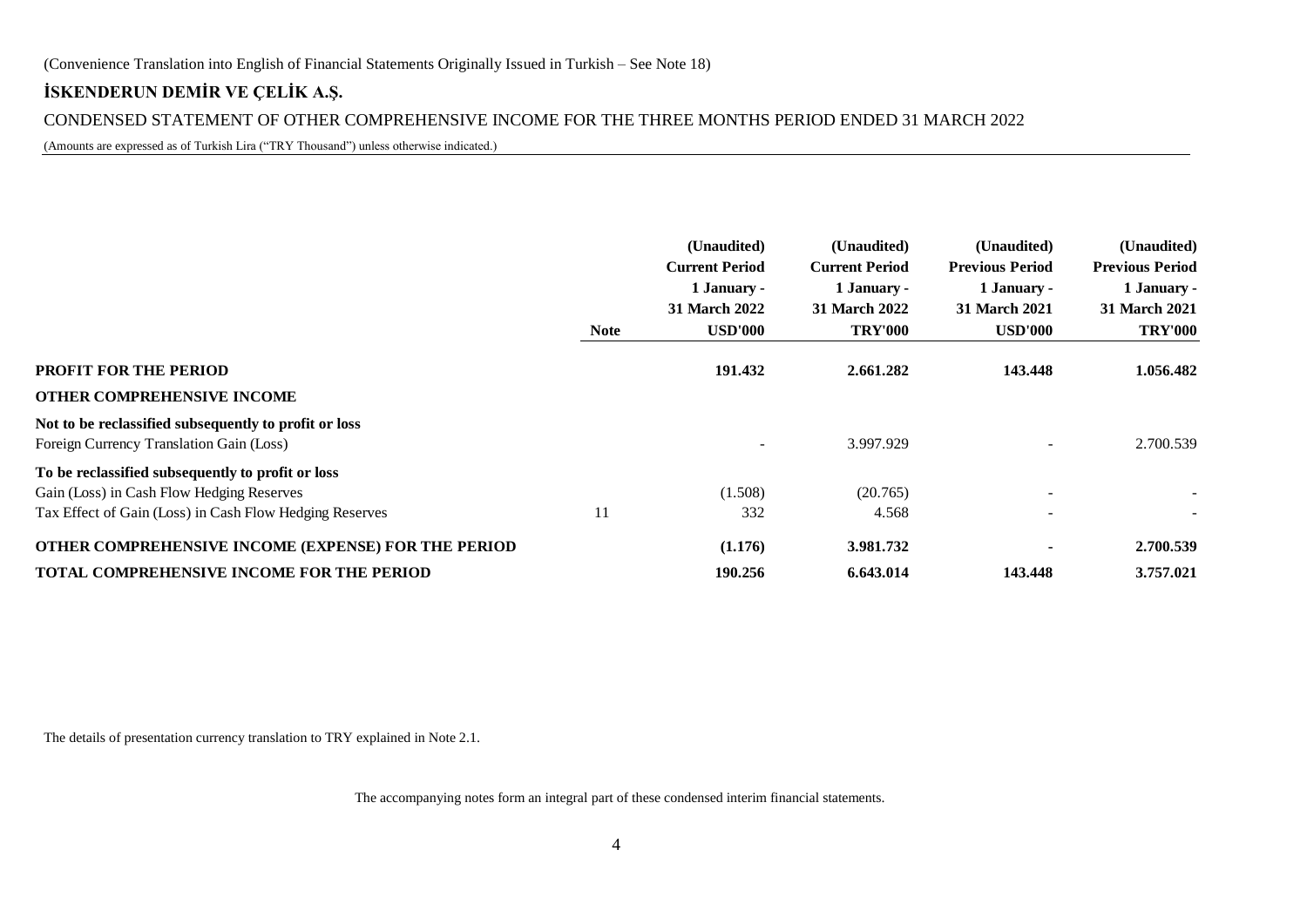(Convenience Translation into English of Financial Statements Originally Issued in Turkish – See Note 18)

# İSKENDERUN DEMİR VE ÇELİK A.Ş.

## CONDENSED STATEMENT OF OTHER COMPREHENSIVE INCOME FOR THE THREE MONTHS PERIOD ENDED 31 MARCH 2022

(Amounts are expressed as of Turkish Lira ("TRY Thousand") unless otherwise indicated.)

| | Note | (Unaudited) Current Period 1 January - 31 March 2022 USD'000 | (Unaudited) Current Period 1 January - 31 March 2022 TRY'000 | (Unaudited) Previous Period 1 January - 31 March 2021 USD'000 | (Unaudited) Previous Period 1 January - 31 March 2021 TRY'000 |
|---|---|---|---|---|---|
| **PROFIT FOR THE PERIOD** | | **191.432** | **2.661.282** | **143.448** | **1.056.482** |
| **OTHER COMPREHENSIVE INCOME** | | | | | |
| **Not to be reclassified subsequently to profit or loss** | | | | | |
| Foreign Currency Translation Gain (Loss) | | - | 3.997.929 | - | 2.700.539 |
| **To be reclassified subsequently to profit or loss** | | | | | |
| Gain (Loss) in Cash Flow Hedging Reserves | | (1.508) | (20.765) | - | - |
| Tax Effect of Gain (Loss) in Cash Flow Hedging Reserves | 11 | 332 | 4.568 | - | - |
| **OTHER COMPREHENSIVE INCOME (EXPENSE) FOR THE PERIOD** | | **(1.176)** | **3.981.732** | **-** | **2.700.539** |
| **TOTAL COMPREHENSIVE INCOME FOR THE PERIOD** | | **190.256** | **6.643.014** | **143.448** | **3.757.021** |

The details of presentation currency translation to TRY explained in Note 2.1.

The accompanying notes form an integral part of these condensed interim financial statements.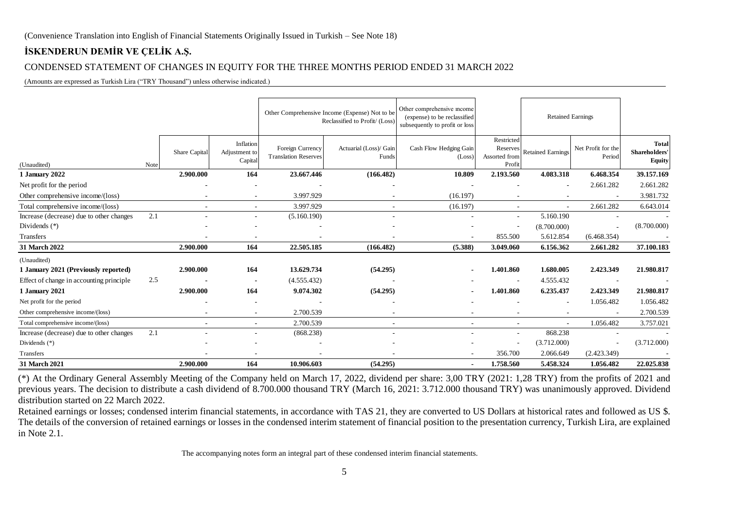(Convenience Translation into English of Financial Statements Originally Issued in Turkish – See Note 18)

**İSKENDERUN DEMİR VE ÇELİK A.Ş.**

CONDENSED STATEMENT OF CHANGES IN EQUITY FOR THE THREE MONTHS PERIOD ENDED 31 MARCH 2022

(Amounts are expressed as Turkish Lira ("TRY Thousand") unless otherwise indicated.)

| | | | | Other Comprehensive Income (Expense) Not to be Reclassified to Profit/ (Loss) | | Other comprehensive income (expense) to be reclassified subsequently to profit or loss | | Retained Earnings | | |
|---|---|---|---|---|---|---|---|---|---|---|
| (Unaudited) | Note | Share Capital | Inflation Adjustment to Capital | Foreign Currency Translation Reserves | Actuarial (Loss)/ Gain Funds | Cash Flow Hedging Gain (Loss) | Restricted Reserves Assorted from Profit | Retained Earnings | Net Profit for the Period | Total Shareholders' Equity |
| **1 January 2022** | | **2.900.000** | **164** | **23.667.446** | **(166.482)** | **10.809** | **2.193.560** | **4.083.318** | **6.468.354** | **39.157.169** |
| Net profit for the period | | - | - | - | - | - | - | - | 2.661.282 | 2.661.282 |
| Other comprehensive income/(loss) | | - | - | 3.997.929 | - | (16.197) | - | - | - | 3.981.732 |
| Total comprehensive income/(loss) | | - | - | 3.997.929 | - | (16.197) | - | - | 2.661.282 | 6.643.014 |
| Increase (decrease) due to other changes | 2.1 | - | - | (5.160.190) | - | - | - | 5.160.190 | - | - |
| Dividends (*) | | - | - | - | - | - | - | (8.700.000) | - | (8.700.000) |
| Transfers | | - | - | - | - | - | 855.500 | 5.612.854 | (6.468.354) | - |
| **31 March 2022** | | **2.900.000** | **164** | **22.505.185** | **(166.482)** | **(5.388)** | **3.049.060** | **6.156.362** | **2.661.282** | **37.100.183** |
| (Unaudited) | | | | | | | | | | |
| **1 January 2021 (Previously reported)** | | **2.900.000** | **164** | **13.629.734** | **(54.295)** | **-** | **1.401.860** | **1.680.005** | **2.423.349** | **21.980.817** |
| Effect of change in accounting principle | 2.5 | **-** | **-** | (4.555.432) | - | - | - | 4.555.432 | - | - |
| **1 January 2021** | | **2.900.000** | **164** | **9.074.302** | **(54.295)** | **-** | **1.401.860** | **6.235.437** | **2.423.349** | **21.980.817** |
| Net profit for the period | | - | - | - | - | - | - | - | 1.056.482 | 1.056.482 |
| Other comprehensive income/(loss) | | - | - | 2.700.539 | - | - | - | - | - | 2.700.539 |
| Total comprehensive income/(loss) | | - | - | 2.700.539 | - | - | - | - | 1.056.482 | 3.757.021 |
| Increase (decrease) due to other changes | 2.1 | - | - | (868.238) | - | - | - | 868.238 | - | - |
| Dividends (*) | | - | - | - | - | - | - | (3.712.000) | - | (3.712.000) |
| Transfers | | - | - | - | - | - | 356.700 | 2.066.649 | (2.423.349) | - |
| **31 March 2021** | | **2.900.000** | **164** | **10.906.603** | **(54.295)** | **-** | **1.758.560** | **5.458.324** | **1.056.482** | **22.025.838** |

(*) At the Ordinary General Assembly Meeting of the Company held on March 17, 2022, dividend per share: 3,00 TRY (2021: 1,28 TRY) from the profits of 2021 and previous years. The decision to distribute a cash dividend of 8.700.000 thousand TRY (March 16, 2021: 3.712.000 thousand TRY) was unanimously approved. Dividend distribution started on 22 March 2022.

Retained earnings or losses; condensed interim financial statements, in accordance with TAS 21, they are converted to US Dollars at historical rates and followed as US $. The details of the conversion of retained earnings or losses in the condensed interim statement of financial position to the presentation currency, Turkish Lira, are explained in Note 2.1.

The accompanying notes form an integral part of these condensed interim financial statements.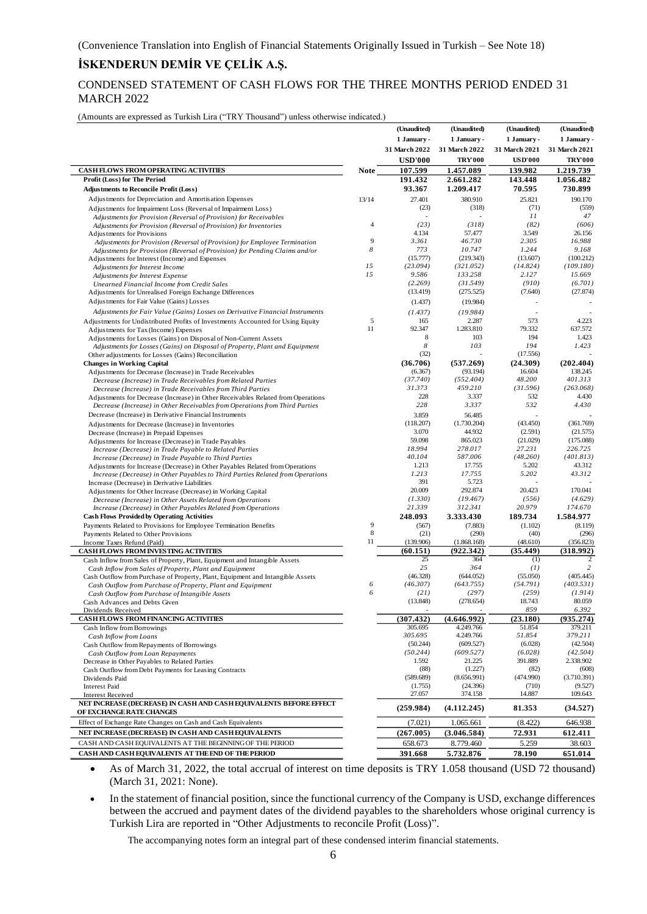(Convenience Translation into English of Financial Statements Originally Issued in Turkish – See Note 18)

# İSKENDERUN DEMİR VE ÇELİK A.Ş.

## CONDENSED STATEMENT OF CASH FLOWS FOR THE THREE MONTHS PERIOD ENDED 31 MARCH 2022

(Amounts are expressed as Turkish Lira ("TRY Thousand") unless otherwise indicated.)

| | Note | (Unaudited) 1 January - 31 March 2022 USD'000 | (Unaudited) 1 January - 31 March 2022 TRY'000 | (Unaudited) 1 January - 31 March 2021 USD'000 | (Unaudited) 1 January - 31 March 2021 TRY'000 |
|---|---|---|---|---|---|
| **CASH FLOWS FROM OPERATING ACTIVITIES** | | **107.599** | **1.457.089** | **139.982** | **1.219.739** |
| **Profit (Loss) for The Period** | | **191.432** | **2.661.282** | **143.448** | **1.056.482** |
| **Adjustments to Reconcile Profit (Loss)** | | **93.367** | **1.209.417** | **70.595** | **730.899** |
| Adjustments for Depreciation and Amortisation Expenses | 13/14 | 27.401 | 380.910 | 25.821 | 190.170 |
| Adjustments for Impairment Loss (Reversal of Impairment Loss) | | (23) | (318) | (71) | (559) |
| *Adjustments for Provision (Reversal of Provision) for Receivables* | | - | - | *11* | *47* |
| *Adjustments for Provision (Reversal of Provision) for Inventories* | 4 | *(23)* | *(318)* | *(82)* | *(606)* |
| Adjustments for Provisions | | 4.134 | 57.477 | 3.549 | 26.156 |
| *Adjustments for Provision (Reversal of Provision) for Employee Termination* | 9 | *3.361* | *46.730* | *2.305* | *16.988* |
| *Adjustments for Provision (Reversal of Provision) for Pending Claims and/or* | 8 | *773* | *10.747* | *1.244* | *9.168* |
| Adjustments for Interest (Income) and Expenses | | (15.777) | (219.343) | (13.607) | (100.212) |
| *Adjustments for Interest Income* | 15 | *(23.094)* | *(321.052)* | *(14.824)* | *(109.180)* |
| *Adjustments for Interest Expense* | 15 | *9.586* | *133.258* | *2.127* | *15.669* |
| *Unearned Financial Income from Credit Sales* | | *(2.269)* | *(31.549)* | *(910)* | *(6.701)* |
| Adjustments for Unrealised Foreign Exchange Differences | | (13.419) | (275.525) | (7.640) | (27.874) |
| Adjustments for Fair Value (Gains) Losses | | (1.437) | (19.984) | - | - |
| *Adjustments for Fair Value (Gains) Losses on Derivative Financial Instruments* | | *(1.437)* | *(19.984)* | - | - |
| Adjustments for Undistributed Profits of Investments Accounted for Using Equity | 5 | 165 | 2.287 | 573 | 4.223 |
| Adjustments for Tax (Income) Expenses | 11 | 92.347 | 1.283.810 | 79.332 | 637.572 |
| Adjustments for Losses (Gains) on Disposal of Non-Current Assets | | 8 | 103 | 194 | 1.423 |
| *Adjustments for Losses (Gains) on Disposal of Property, Plant and Equipment* | | *8* | *103* | *194* | *1.423* |
| Other adjustments for Losses (Gains) Reconciliation | | (32) | - | (17.556) | - |
| **Changes in Working Capital** | | **(36.706)** | **(537.269)** | **(24.309)** | **(202.404)** |
| Adjustments for Decrease (Increase) in Trade Receivables | | (6.367) | (93.194) | 16.604 | 138.245 |
| *Decrease (Increase) in Trade Receivables from Related Parties* | | *(37.740)* | *(552.404)* | *48.200* | *401.313* |
| *Decrease (Increase) in Trade Receivables from Third Parties* | | *31.373* | *459.210* | *(31.596)* | *(263.068)* |
| Adjustments for Decrease (Increase) in Other Receivables Related from Operations | | 228 | 3.337 | 532 | 4.430 |
| *Decrease (Increase) in Other Receivables from Operations from Third Parties* | | *228* | *3.337* | *532* | *4.430* |
| Decrease (Increase) in Derivative Financial Instruments | | 3.859 | 56.485 | - | - |
| Adjustments for Decrease (Increase) in Inventories | | (118.207) | (1.730.204) | (43.450) | (361.769) |
| Decrease (Increase) in Prepaid Expenses | | 3.070 | 44.932 | (2.591) | (21.575) |
| Adjustments for Increase (Decrease) in Trade Payables | | 59.098 | 865.023 | (21.029) | (175.088) |
| *Increase (Decrease) in Trade Payable to Related Parties* | | *18.994* | *278.017* | *27.231* | *226.725* |
| *Increase (Decrease) in Trade Payable to Third Parties* | | *40.104* | *587.006* | *(48.260)* | *(401.813)* |
| Adjustments for Increase (Decrease) in Other Payables Related from Operations | | 1.213 | 17.755 | 5.202 | 43.312 |
| *Increase (Decrease) in Other Payables to Third Parties Related from Operations* | | *1.213* | *17.755* | *5.202* | *43.312* |
| Increase (Decrease) in Derivative Liabilities | | 391 | 5.723 | - | - |
| Adjustments for Other Increase (Decrease) in Working Capital | | 20.009 | 292.874 | 20.423 | 170.041 |
| *Decrease (Increase) in Other Assets Related from Operations* | | *(1.330)* | *(19.467)* | *(556)* | *(4.629)* |
| *Increase (Decrease) in Other Payables Related from Operations* | | *21.339* | *312.341* | *20.979* | *174.670* |
| **Cash Flows Provided by Operating Activities** | | **248.093** | **3.333.430** | **189.734** | **1.584.977** |
| Payments Related to Provisions for Employee Termination Benefits | 9 | (567) | (7.883) | (1.102) | (8.119) |
| Payments Related to Other Provisions | 8 | (21) | (290) | (40) | (296) |
| Income Taxes Refund (Paid) | 11 | (139.906) | (1.868.168) | (48.610) | (356.823) |
| **CASH FLOWS FROM INVESTING ACTIVITIES** | | **(60.151)** | **(922.342)** | **(35.449)** | **(318.992)** |
| Cash Inflow from Sales of Property, Plant, Equipment and Intangible Assets | | 25 | 364 | (1) | 2 |
| *Cash Inflow from Sales of Property, Plant and Equipment* | | *25* | *364* | *(1)* | *2* |
| Cash Outflow from Purchase of Property, Plant, Equipment and Intangible Assets | | (46.328) | (644.052) | (55.050) | (405.445) |
| *Cash Outflow from Purchase of Property, Plant and Equipment* | 6 | *(46.307)* | *(643.755)* | *(54.791)* | *(403.531)* |
| *Cash Outflow from Purchase of Intangible Assets* | 6 | *(21)* | *(297)* | *(259)* | *(1.914)* |
| Cash Advances and Debts Given | | (13.848) | (278.654) | 18.743 | 80.059 |
| Dividends Received | | - | - | 859 | 6.392 |
| **CASH FLOWS FROM FINANCING ACTIVITIES** | | **(307.432)** | **(4.646.992)** | **(23.180)** | **(935.274)** |
| Cash Inflow from Borrowings | | 305.695 | 4.249.766 | 51.854 | 379.211 |
| *Cash Inflow from Loans* | | *305.695* | *4.249.766* | *51.854* | *379.211* |
| Cash Outflow from Repayments of Borrowings | | (50.244) | (609.527) | (6.028) | (42.504) |
| *Cash Outflow from Loan Repayments* | | *(50.244)* | *(609.527)* | *(6.028)* | *(42.504)* |
| Decrease in Other Payables to Related Parties | | 1.592 | 21.225 | 391.889 | 2.338.902 |
| Cash Outflow from Debt Payments for Leasing Contracts | | (88) | (1.227) | (82) | (608) |
| Dividends Paid | | (589.689) | (8.656.991) | (474.990) | (3.710.391) |
| Interest Paid | | (1.755) | (24.396) | (710) | (9.527) |
| Interest Received | | 27.057 | 374.158 | 14.887 | 109.643 |
| **NET INCREASE (DECREASE) IN CASH AND CASH EQUIVALENTS BEFORE EFFECT OF EXCHANGE RATE CHANGES** | | **(259.984)** | **(4.112.245)** | **81.353** | **(34.527)** |
| Effect of Exchange Rate Changes on Cash and Cash Equivalents | | (7.021) | 1.065.661 | (8.422) | 646.938 |
| **NET INCREASE (DECREASE) IN CASH AND CASH EQUIVALENTS** | | **(267.005)** | **(3.046.584)** | **72.931** | **612.411** |
| CASH AND CASH EQUIVALENTS AT THE BEGINNING OF THE PERIOD | | 658.673 | 8.779.460 | 5.259 | 38.603 |
| **CASH AND CASH EQUIVALENTS AT THE END OF THE PERIOD** | | **391.668** | **5.732.876** | **78.190** | **651.014** |

- As of March 31, 2022, the total accrual of interest on time deposits is TRY 1.058 thousand (USD 72 thousand) (March 31, 2021: None).
- In the statement of financial position, since the functional currency of the Company is USD, exchange differences between the accrued and payment dates of the dividend payables to the shareholders whose original currency is Turkish Lira are reported in "Other Adjustments to reconcile Profit (Loss)".

The accompanying notes form an integral part of these condensed interim financial statements.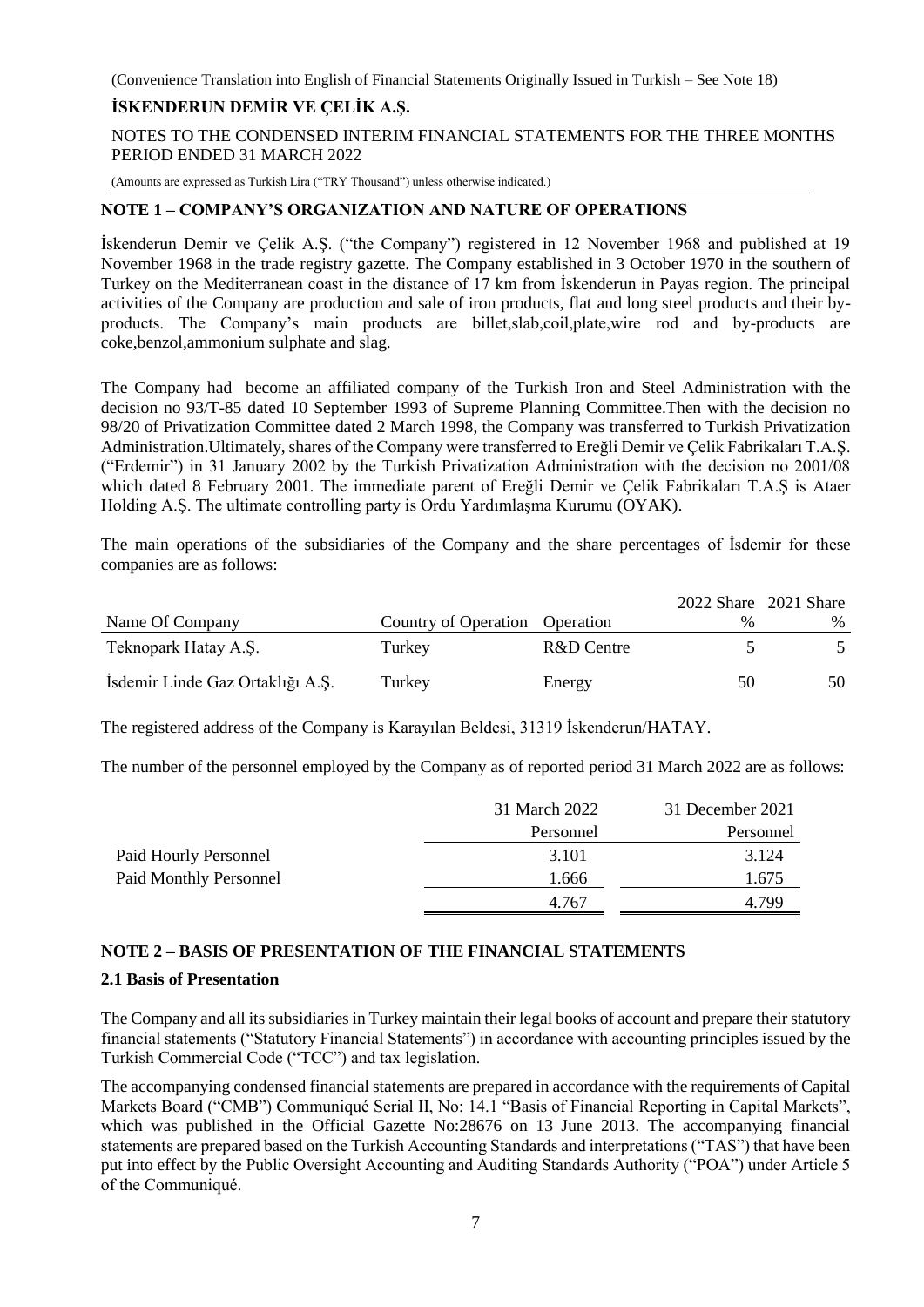(Convenience Translation into English of Financial Statements Originally Issued in Turkish – See Note 18)

**İSKENDERUN DEMİR VE ÇELİK A.Ş.**

NOTES TO THE CONDENSED INTERIM FINANCIAL STATEMENTS FOR THE THREE MONTHS PERIOD ENDED 31 MARCH 2022

(Amounts are expressed as Turkish Lira ("TRY Thousand") unless otherwise indicated.)

## NOTE 1 – COMPANY'S ORGANIZATION AND NATURE OF OPERATIONS

İskenderun Demir ve Çelik A.Ş. ("the Company") registered in 12 November 1968 and published at 19 November 1968 in the trade registry gazette. The Company established in 3 October 1970 in the southern of Turkey on the Mediterranean coast in the distance of 17 km from İskenderun in Payas region. The principal activities of the Company are production and sale of iron products, flat and long steel products and their by-products. The Company's main products are billet,slab,coil,plate,wire rod and by-products are coke,benzol,ammonium sulphate and slag.

The Company had become an affiliated company of the Turkish Iron and Steel Administration with the decision no 93/T-85 dated 10 September 1993 of Supreme Planning Committee.Then with the decision no 98/20 of Privatization Committee dated 2 March 1998, the Company was transferred to Turkish Privatization Administration.Ultimately, shares of the Company were transferred to Ereğli Demir ve Çelik Fabrikaları T.A.Ş. ("Erdemir") in 31 January 2002 by the Turkish Privatization Administration with the decision no 2001/08 which dated 8 February 2001. The immediate parent of Ereğli Demir ve Çelik Fabrikaları T.A.Ş is Ataer Holding A.Ş. The ultimate controlling party is Ordu Yardımlaşma Kurumu (OYAK).

The main operations of the subsidiaries of the Company and the share percentages of İsdemir for these companies are as follows:

| Name Of Company | Country of Operation | Operation | 2022 Share % | 2021 Share % |
|---|---|---|---|---|
| Teknopark Hatay A.Ş. | Turkey | R&D Centre | 5 | 5 |
| İsdemir Linde Gaz Ortaklığı A.Ş. | Turkey | Energy | 50 | 50 |

The registered address of the Company is Karayılan Beldesi, 31319 İskenderun/HATAY.

The number of the personnel employed by the Company as of reported period 31 March 2022 are as follows:

| | 31 March 2022 Personnel | 31 December 2021 Personnel |
|---|---|---|
| Paid Hourly Personnel | 3.101 | 3.124 |
| Paid Monthly Personnel | 1.666 | 1.675 |
| | 4.767 | 4.799 |

## NOTE 2 – BASIS OF PRESENTATION OF THE FINANCIAL STATEMENTS

### 2.1 Basis of Presentation

The Company and all its subsidiaries in Turkey maintain their legal books of account and prepare their statutory financial statements ("Statutory Financial Statements") in accordance with accounting principles issued by the Turkish Commercial Code ("TCC") and tax legislation.

The accompanying condensed financial statements are prepared in accordance with the requirements of Capital Markets Board ("CMB") Communiqué Serial II, No: 14.1 "Basis of Financial Reporting in Capital Markets", which was published in the Official Gazette No:28676 on 13 June 2013. The accompanying financial statements are prepared based on the Turkish Accounting Standards and interpretations ("TAS") that have been put into effect by the Public Oversight Accounting and Auditing Standards Authority ("POA") under Article 5 of the Communiqué.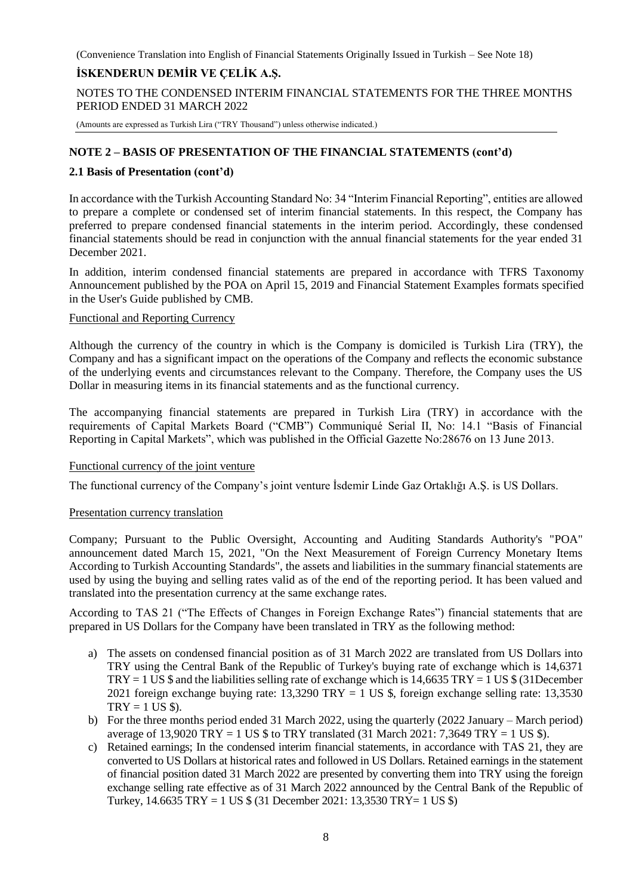(Convenience Translation into English of Financial Statements Originally Issued in Turkish – See Note 18)

**İSKENDERUN DEMİR VE ÇELİK A.Ş.**

NOTES TO THE CONDENSED INTERIM FINANCIAL STATEMENTS FOR THE THREE MONTHS PERIOD ENDED 31 MARCH 2022

(Amounts are expressed as Turkish Lira ("TRY Thousand") unless otherwise indicated.)

## NOTE 2 – BASIS OF PRESENTATION OF THE FINANCIAL STATEMENTS (cont'd)

### 2.1 Basis of Presentation (cont'd)

In accordance with the Turkish Accounting Standard No: 34 "Interim Financial Reporting", entities are allowed to prepare a complete or condensed set of interim financial statements. In this respect, the Company has preferred to prepare condensed financial statements in the interim period. Accordingly, these condensed financial statements should be read in conjunction with the annual financial statements for the year ended 31 December 2021.

In addition, interim condensed financial statements are prepared in accordance with TFRS Taxonomy Announcement published by the POA on April 15, 2019 and Financial Statement Examples formats specified in the User's Guide published by CMB.

Functional and Reporting Currency

Although the currency of the country in which is the Company is domiciled is Turkish Lira (TRY), the Company and has a significant impact on the operations of the Company and reflects the economic substance of the underlying events and circumstances relevant to the Company. Therefore, the Company uses the US Dollar in measuring items in its financial statements and as the functional currency.

The accompanying financial statements are prepared in Turkish Lira (TRY) in accordance with the requirements of Capital Markets Board ("CMB") Communiqué Serial II, No: 14.1 "Basis of Financial Reporting in Capital Markets", which was published in the Official Gazette No:28676 on 13 June 2013.

Functional currency of the joint venture

The functional currency of the Company's joint venture İsdemir Linde Gaz Ortaklığı A.Ş. is US Dollars.

Presentation currency translation

Company; Pursuant to the Public Oversight, Accounting and Auditing Standards Authority's "POA" announcement dated March 15, 2021, "On the Next Measurement of Foreign Currency Monetary Items According to Turkish Accounting Standards", the assets and liabilities in the summary financial statements are used by using the buying and selling rates valid as of the end of the reporting period. It has been valued and translated into the presentation currency at the same exchange rates.

According to TAS 21 ("The Effects of Changes in Foreign Exchange Rates") financial statements that are prepared in US Dollars for the Company have been translated in TRY as the following method:

a) The assets on condensed financial position as of 31 March 2022 are translated from US Dollars into TRY using the Central Bank of the Republic of Turkey's buying rate of exchange which is 14,6371 TRY = 1 US $ and the liabilities selling rate of exchange which is 14,6635 TRY = 1 US $ (31December 2021 foreign exchange buying rate: 13,3290 TRY = 1 US $, foreign exchange selling rate: 13,3530 TRY = 1 US $).
b) For the three months period ended 31 March 2022, using the quarterly (2022 January – March period) average of 13,9020 TRY = 1 US $ to TRY translated (31 March 2021: 7,3649 TRY = 1 US $).
c) Retained earnings; In the condensed interim financial statements, in accordance with TAS 21, they are converted to US Dollars at historical rates and followed in US Dollars. Retained earnings in the statement of financial position dated 31 March 2022 are presented by converting them into TRY using the foreign exchange selling rate effective as of 31 March 2022 announced by the Central Bank of the Republic of Turkey, 14.6635 TRY = 1 US $ (31 December 2021: 13,3530 TRY= 1 US $)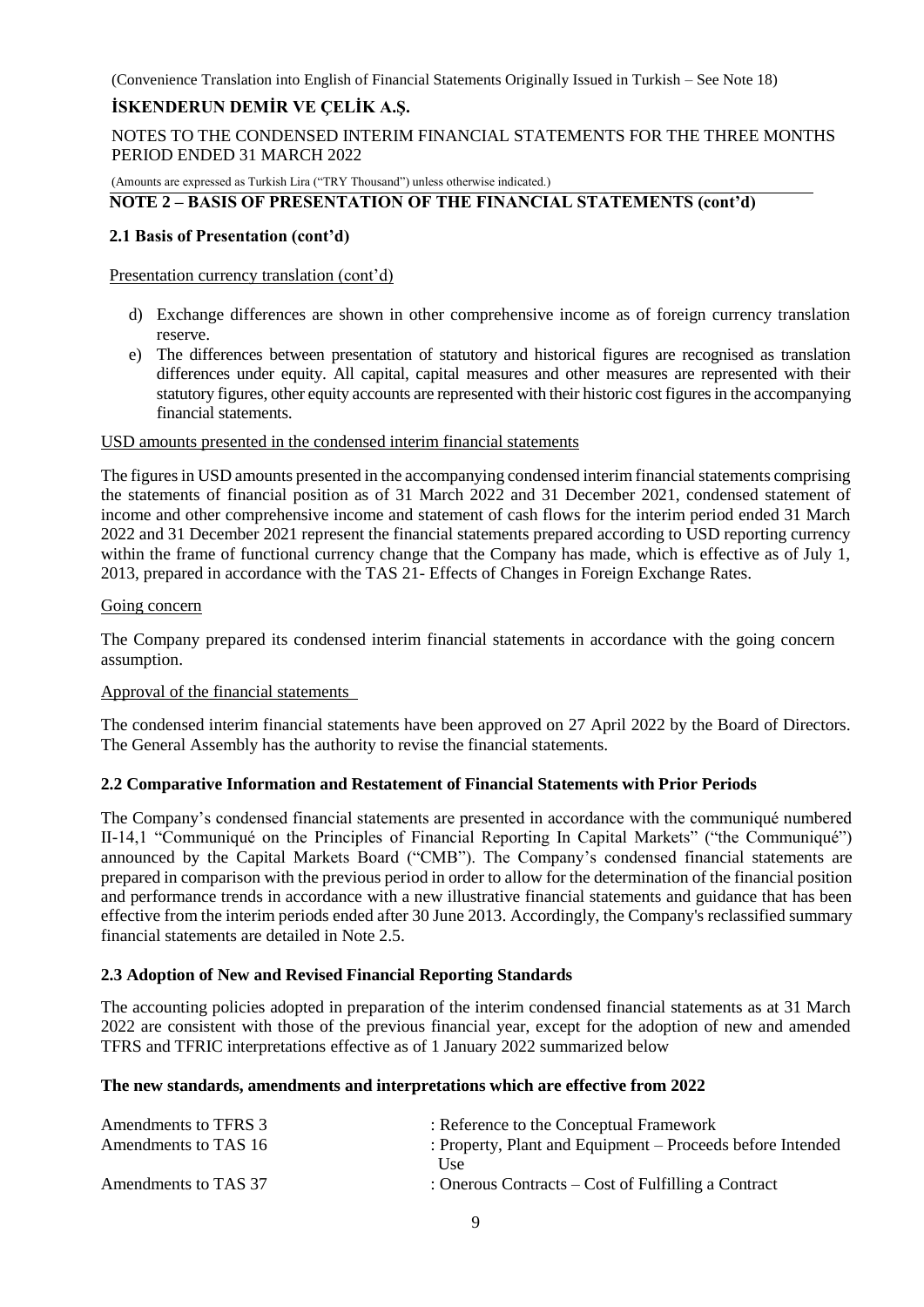## NOTE 2 – BASIS OF PRESENTATION OF THE FINANCIAL STATEMENTS (cont'd)

### 2.1 Basis of Presentation (cont'd)

Presentation currency translation (cont'd)

d) Exchange differences are shown in other comprehensive income as of foreign currency translation reserve.

e) The differences between presentation of statutory and historical figures are recognised as translation differences under equity. All capital, capital measures and other measures are represented with their statutory figures, other equity accounts are represented with their historic cost figures in the accompanying financial statements.

USD amounts presented in the condensed interim financial statements

The figures in USD amounts presented in the accompanying condensed interim financial statements comprising the statements of financial position as of 31 March 2022 and 31 December 2021, condensed statement of income and other comprehensive income and statement of cash flows for the interim period ended 31 March 2022 and 31 December 2021 represent the financial statements prepared according to USD reporting currency within the frame of functional currency change that the Company has made, which is effective as of July 1, 2013, prepared in accordance with the TAS 21- Effects of Changes in Foreign Exchange Rates.

Going concern

The Company prepared its condensed interim financial statements in accordance with the going concern assumption.

Approval of the financial statements

The condensed interim financial statements have been approved on 27 April 2022 by the Board of Directors. The General Assembly has the authority to revise the financial statements.

### 2.2 Comparative Information and Restatement of Financial Statements with Prior Periods

The Company's condensed financial statements are presented in accordance with the communiqué numbered II-14,1 "Communiqué on the Principles of Financial Reporting In Capital Markets" ("the Communiqué") announced by the Capital Markets Board ("CMB"). The Company's condensed financial statements are prepared in comparison with the previous period in order to allow for the determination of the financial position and performance trends in accordance with a new illustrative financial statements and guidance that has been effective from the interim periods ended after 30 June 2013. Accordingly, the Company's reclassified summary financial statements are detailed in Note 2.5.

### 2.3 Adoption of New and Revised Financial Reporting Standards

The accounting policies adopted in preparation of the interim condensed financial statements as at 31 March 2022 are consistent with those of the previous financial year, except for the adoption of new and amended TFRS and TFRIC interpretations effective as of 1 January 2022 summarized below

**The new standards, amendments and interpretations which are effective from 2022**

| | |
|---|---|
| Amendments to TFRS 3 | : Reference to the Conceptual Framework |
| Amendments to TAS 16 | : Property, Plant and Equipment – Proceeds before Intended Use |
| Amendments to TAS 37 | : Onerous Contracts – Cost of Fulfilling a Contract |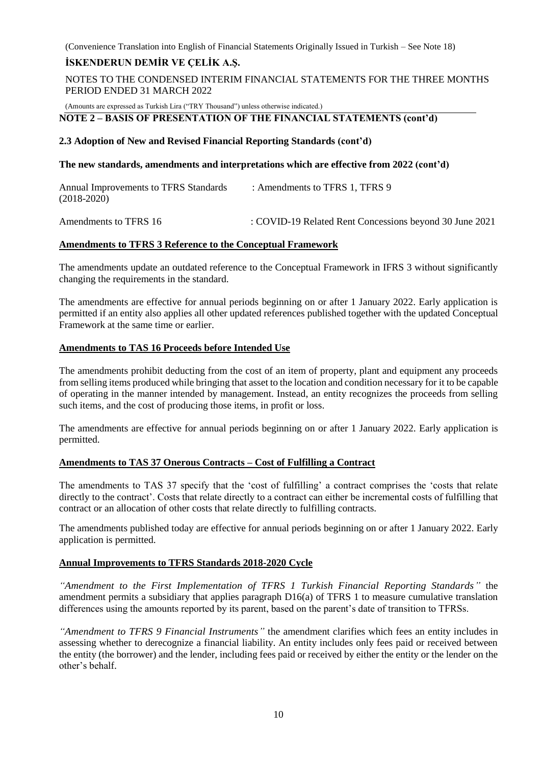## NOTE 2 – BASIS OF PRESENTATION OF THE FINANCIAL STATEMENTS (cont'd)

### 2.3 Adoption of New and Revised Financial Reporting Standards (cont'd)

**The new standards, amendments and interpretations which are effective from 2022 (cont'd)**

| | |
|---|---|
| Annual Improvements to TFRS Standards (2018-2020) | : Amendments to TFRS 1, TFRS 9 |
| Amendments to TFRS 16 | : COVID-19 Related Rent Concessions beyond 30 June 2021 |

**Amendments to TFRS 3 Reference to the Conceptual Framework**

The amendments update an outdated reference to the Conceptual Framework in IFRS 3 without significantly changing the requirements in the standard.

The amendments are effective for annual periods beginning on or after 1 January 2022. Early application is permitted if an entity also applies all other updated references published together with the updated Conceptual Framework at the same time or earlier.

**Amendments to TAS 16 Proceeds before Intended Use**

The amendments prohibit deducting from the cost of an item of property, plant and equipment any proceeds from selling items produced while bringing that asset to the location and condition necessary for it to be capable of operating in the manner intended by management. Instead, an entity recognizes the proceeds from selling such items, and the cost of producing those items, in profit or loss.

The amendments are effective for annual periods beginning on or after 1 January 2022. Early application is permitted.

**Amendments to TAS 37 Onerous Contracts – Cost of Fulfilling a Contract**

The amendments to TAS 37 specify that the 'cost of fulfilling' a contract comprises the 'costs that relate directly to the contract'. Costs that relate directly to a contract can either be incremental costs of fulfilling that contract or an allocation of other costs that relate directly to fulfilling contracts.

The amendments published today are effective for annual periods beginning on or after 1 January 2022. Early application is permitted.

**Annual Improvements to TFRS Standards 2018-2020 Cycle**

*"Amendment to the First Implementation of TFRS 1 Turkish Financial Reporting Standards"* the amendment permits a subsidiary that applies paragraph D16(a) of TFRS 1 to measure cumulative translation differences using the amounts reported by its parent, based on the parent's date of transition to TFRSs.

*"Amendment to TFRS 9 Financial Instruments"* the amendment clarifies which fees an entity includes in assessing whether to derecognize a financial liability. An entity includes only fees paid or received between the entity (the borrower) and the lender, including fees paid or received by either the entity or the lender on the other's behalf.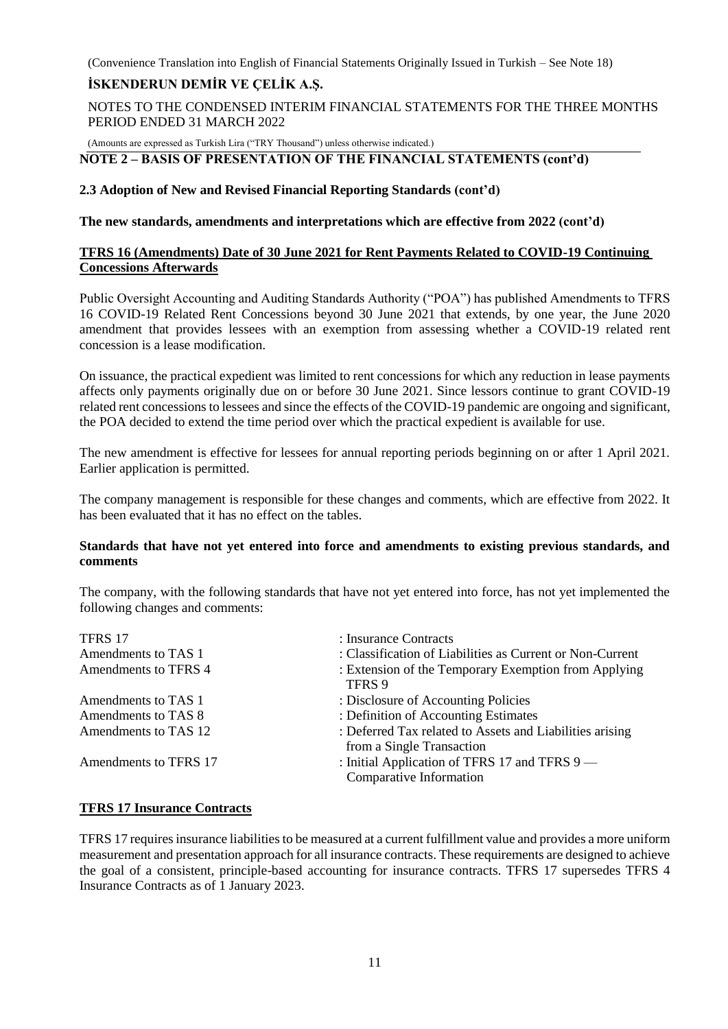## NOTE 2 – BASIS OF PRESENTATION OF THE FINANCIAL STATEMENTS (cont'd)

### 2.3 Adoption of New and Revised Financial Reporting Standards (cont'd)

**The new standards, amendments and interpretations which are effective from 2022 (cont'd)**

**TFRS 16 (Amendments) Date of 30 June 2021 for Rent Payments Related to COVID-19 Continuing Concessions Afterwards**

Public Oversight Accounting and Auditing Standards Authority ("POA") has published Amendments to TFRS 16 COVID-19 Related Rent Concessions beyond 30 June 2021 that extends, by one year, the June 2020 amendment that provides lessees with an exemption from assessing whether a COVID-19 related rent concession is a lease modification.

On issuance, the practical expedient was limited to rent concessions for which any reduction in lease payments affects only payments originally due on or before 30 June 2021. Since lessors continue to grant COVID-19 related rent concessions to lessees and since the effects of the COVID-19 pandemic are ongoing and significant, the POA decided to extend the time period over which the practical expedient is available for use.

The new amendment is effective for lessees for annual reporting periods beginning on or after 1 April 2021. Earlier application is permitted.

The company management is responsible for these changes and comments, which are effective from 2022. It has been evaluated that it has no effect on the tables.

**Standards that have not yet entered into force and amendments to existing previous standards, and comments**

The company, with the following standards that have not yet entered into force, has not yet implemented the following changes and comments:

| | |
|---|---|
| TFRS 17 | : Insurance Contracts |
| Amendments to TAS 1 | : Classification of Liabilities as Current or Non-Current |
| Amendments to TFRS 4 | : Extension of the Temporary Exemption from Applying TFRS 9 |
| Amendments to TAS 1 | : Disclosure of Accounting Policies |
| Amendments to TAS 8 | : Definition of Accounting Estimates |
| Amendments to TAS 12 | : Deferred Tax related to Assets and Liabilities arising from a Single Transaction |
| Amendments to TFRS 17 | : Initial Application of TFRS 17 and TFRS 9 — Comparative Information |

**TFRS 17 Insurance Contracts**

TFRS 17 requires insurance liabilities to be measured at a current fulfillment value and provides a more uniform measurement and presentation approach for all insurance contracts. These requirements are designed to achieve the goal of a consistent, principle-based accounting for insurance contracts. TFRS 17 supersedes TFRS 4 Insurance Contracts as of 1 January 2023.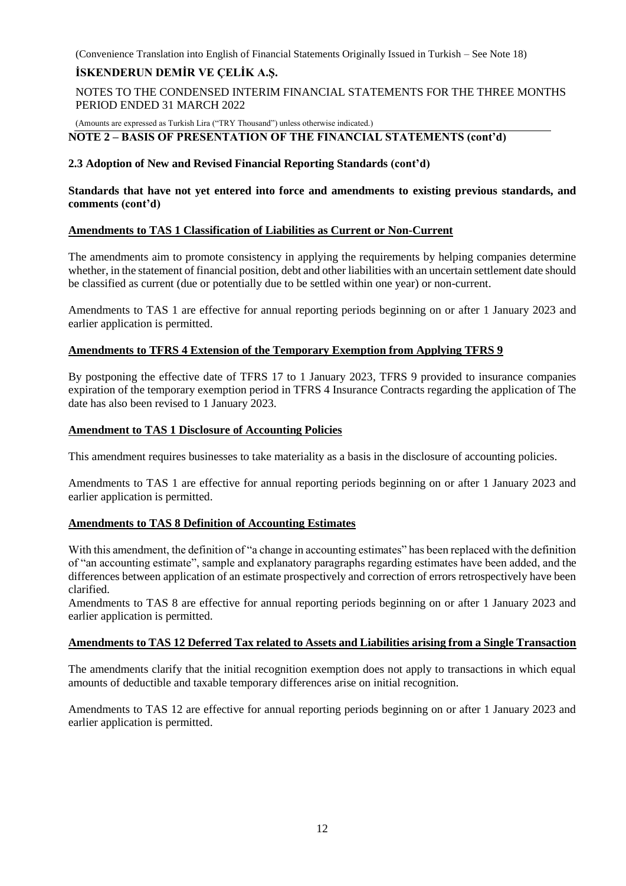## NOTE 2 – BASIS OF PRESENTATION OF THE FINANCIAL STATEMENTS (cont'd)

### 2.3 Adoption of New and Revised Financial Reporting Standards (cont'd)

**Standards that have not yet entered into force and amendments to existing previous standards, and comments (cont'd)**

**Amendments to TAS 1 Classification of Liabilities as Current or Non-Current**

The amendments aim to promote consistency in applying the requirements by helping companies determine whether, in the statement of financial position, debt and other liabilities with an uncertain settlement date should be classified as current (due or potentially due to be settled within one year) or non-current.

Amendments to TAS 1 are effective for annual reporting periods beginning on or after 1 January 2023 and earlier application is permitted.

**Amendments to TFRS 4 Extension of the Temporary Exemption from Applying TFRS 9**

By postponing the effective date of TFRS 17 to 1 January 2023, TFRS 9 provided to insurance companies expiration of the temporary exemption period in TFRS 4 Insurance Contracts regarding the application of The date has also been revised to 1 January 2023.

**Amendment to TAS 1 Disclosure of Accounting Policies**

This amendment requires businesses to take materiality as a basis in the disclosure of accounting policies.

Amendments to TAS 1 are effective for annual reporting periods beginning on or after 1 January 2023 and earlier application is permitted.

**Amendments to TAS 8 Definition of Accounting Estimates**

With this amendment, the definition of "a change in accounting estimates" has been replaced with the definition of "an accounting estimate", sample and explanatory paragraphs regarding estimates have been added, and the differences between application of an estimate prospectively and correction of errors retrospectively have been clarified.

Amendments to TAS 8 are effective for annual reporting periods beginning on or after 1 January 2023 and earlier application is permitted.

**Amendments to TAS 12 Deferred Tax related to Assets and Liabilities arising from a Single Transaction**

The amendments clarify that the initial recognition exemption does not apply to transactions in which equal amounts of deductible and taxable temporary differences arise on initial recognition.

Amendments to TAS 12 are effective for annual reporting periods beginning on or after 1 January 2023 and earlier application is permitted.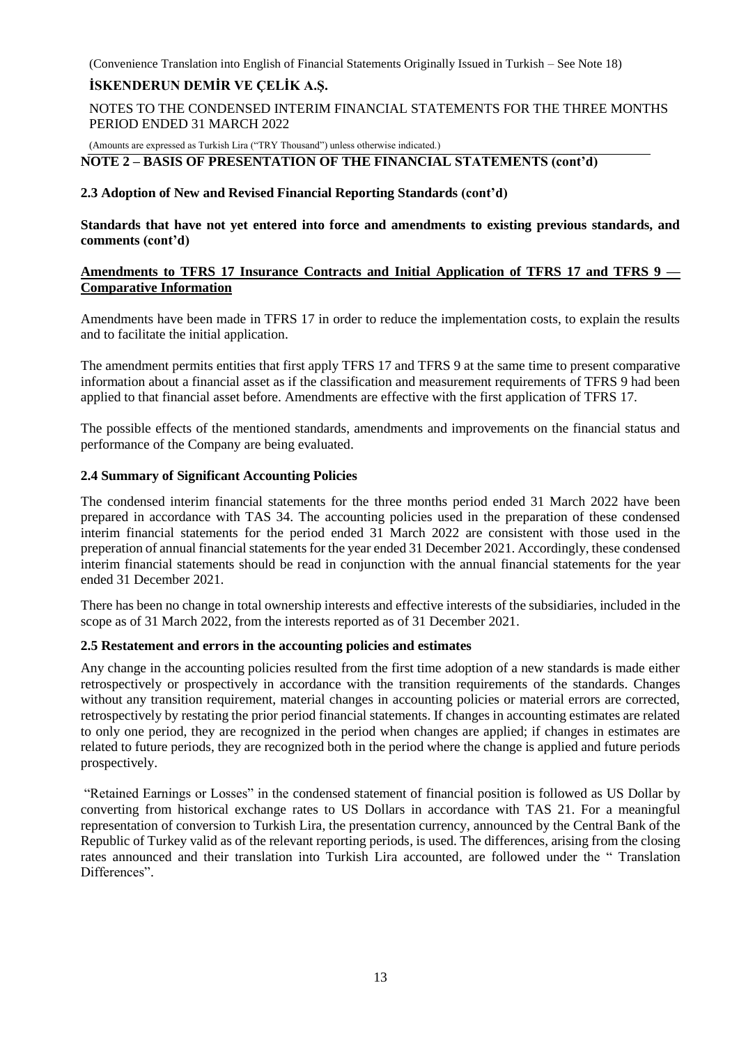## NOTE 2 – BASIS OF PRESENTATION OF THE FINANCIAL STATEMENTS (cont'd)

### 2.3 Adoption of New and Revised Financial Reporting Standards (cont'd)

**Standards that have not yet entered into force and amendments to existing previous standards, and comments (cont'd)**

**Amendments to TFRS 17 Insurance Contracts and Initial Application of TFRS 17 and TFRS 9 — Comparative Information**

Amendments have been made in TFRS 17 in order to reduce the implementation costs, to explain the results and to facilitate the initial application.

The amendment permits entities that first apply TFRS 17 and TFRS 9 at the same time to present comparative information about a financial asset as if the classification and measurement requirements of TFRS 9 had been applied to that financial asset before. Amendments are effective with the first application of TFRS 17.

The possible effects of the mentioned standards, amendments and improvements on the financial status and performance of the Company are being evaluated.

### 2.4 Summary of Significant Accounting Policies

The condensed interim financial statements for the three months period ended 31 March 2022 have been prepared in accordance with TAS 34. The accounting policies used in the preparation of these condensed interim financial statements for the period ended 31 March 2022 are consistent with those used in the preperation of annual financial statements for the year ended 31 December 2021. Accordingly, these condensed interim financial statements should be read in conjunction with the annual financial statements for the year ended 31 December 2021.

There has been no change in total ownership interests and effective interests of the subsidiaries, included in the scope as of 31 March 2022, from the interests reported as of 31 December 2021.

### 2.5 Restatement and errors in the accounting policies and estimates

Any change in the accounting policies resulted from the first time adoption of a new standards is made either retrospectively or prospectively in accordance with the transition requirements of the standards. Changes without any transition requirement, material changes in accounting policies or material errors are corrected, retrospectively by restating the prior period financial statements. If changes in accounting estimates are related to only one period, they are recognized in the period when changes are applied; if changes in estimates are related to future periods, they are recognized both in the period where the change is applied and future periods prospectively.

"Retained Earnings or Losses" in the condensed statement of financial position is followed as US Dollar by converting from historical exchange rates to US Dollars in accordance with TAS 21. For a meaningful representation of conversion to Turkish Lira, the presentation currency, announced by the Central Bank of the Republic of Turkey valid as of the relevant reporting periods, is used. The differences, arising from the closing rates announced and their translation into Turkish Lira accounted, are followed under the " Translation Differences".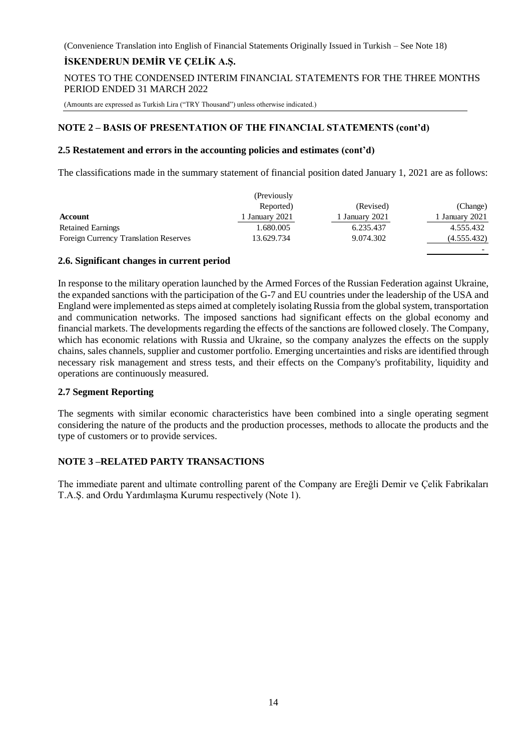## NOTE 2 – BASIS OF PRESENTATION OF THE FINANCIAL STATEMENTS (cont'd)

### 2.5 Restatement and errors in the accounting policies and estimates (cont'd)

The classifications made in the summary statement of financial position dated January 1, 2021 are as follows:

| Account | (Previously Reported) 1 January 2021 | (Revised) 1 January 2021 | (Change) 1 January 2021 |
|---|---|---|---|
| Retained Earnings | 1.680.005 | 6.235.437 | 4.555.432 |
| Foreign Currency Translation Reserves | 13.629.734 | 9.074.302 | (4.555.432) |
| | | | - |

### 2.6. Significant changes in current period

In response to the military operation launched by the Armed Forces of the Russian Federation against Ukraine, the expanded sanctions with the participation of the G-7 and EU countries under the leadership of the USA and England were implemented as steps aimed at completely isolating Russia from the global system, transportation and communication networks. The imposed sanctions had significant effects on the global economy and financial markets. The developments regarding the effects of the sanctions are followed closely. The Company, which has economic relations with Russia and Ukraine, so the company analyzes the effects on the supply chains, sales channels, supplier and customer portfolio. Emerging uncertainties and risks are identified through necessary risk management and stress tests, and their effects on the Company's profitability, liquidity and operations are continuously measured.

### 2.7 Segment Reporting

The segments with similar economic characteristics have been combined into a single operating segment considering the nature of the products and the production processes, methods to allocate the products and the type of customers or to provide services.

## NOTE 3 –RELATED PARTY TRANSACTIONS

The immediate parent and ultimate controlling parent of the Company are Ereğli Demir ve Çelik Fabrikaları T.A.Ş. and Ordu Yardımlaşma Kurumu respectively (Note 1).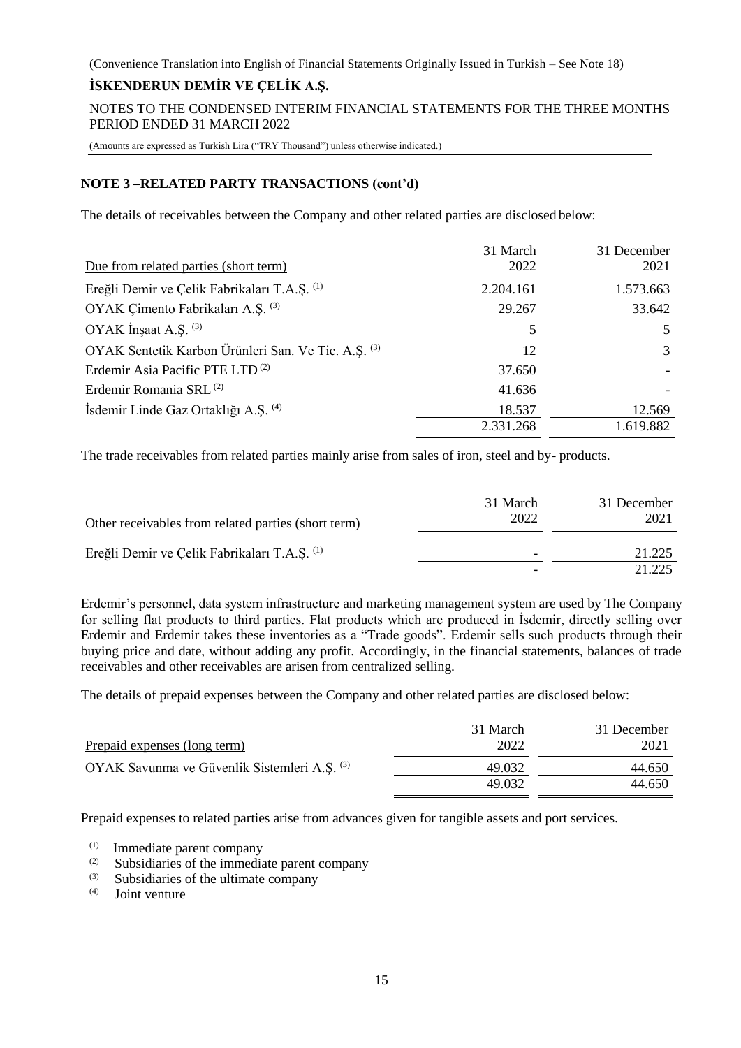## NOTE 3 –RELATED PARTY TRANSACTIONS (cont'd)

The details of receivables between the Company and other related parties are disclosed below:

| Due from related parties (short term) | 31 March 2022 | 31 December 2021 |
|---|---|---|
| Ereğli Demir ve Çelik Fabrikaları T.A.Ş. [(1)] | 2.204.161 | 1.573.663 |
| OYAK Çimento Fabrikaları A.Ş. [(3)] | 29.267 | 33.642 |
| OYAK İnşaat A.Ş. [(3)] | 5 | 5 |
| OYAK Sentetik Karbon Ürünleri San. Ve Tic. A.Ş. [(3)] | 12 | 3 |
| Erdemir Asia Pacific PTE LTD [(2)] | 37.650 | - |
| Erdemir Romania SRL [(2)] | 41.636 | - |
| İsdemir Linde Gaz Ortaklığı A.Ş. [(4)] | 18.537 | 12.569 |
| | 2.331.268 | 1.619.882 |

The trade receivables from related parties mainly arise from sales of iron, steel and by- products.

| Other receivables from related parties (short term) | 31 March 2022 | 31 December 2021 |
|---|---|---|
| Ereğli Demir ve Çelik Fabrikaları T.A.Ş. [(1)] | - | 21.225 |
| | - | 21.225 |

Erdemir's personnel, data system infrastructure and marketing management system are used by The Company for selling flat products to third parties. Flat products which are produced in İsdemir, directly selling over Erdemir and Erdemir takes these inventories as a "Trade goods". Erdemir sells such products through their buying price and date, without adding any profit. Accordingly, in the financial statements, balances of trade receivables and other receivables are arisen from centralized selling.

The details of prepaid expenses between the Company and other related parties are disclosed below:

| Prepaid expenses (long term) | 31 March 2022 | 31 December 2021 |
|---|---|---|
| OYAK Savunma ve Güvenlik Sistemleri A.Ş. [(3)] | 49.032 | 44.650 |
| | 49.032 | 44.650 |

Prepaid expenses to related parties arise from advances given for tangible assets and port services.

[(1)] Immediate parent company
[(2)] Subsidiaries of the immediate parent company
[(3)] Subsidiaries of the ultimate company
[(4)] Joint venture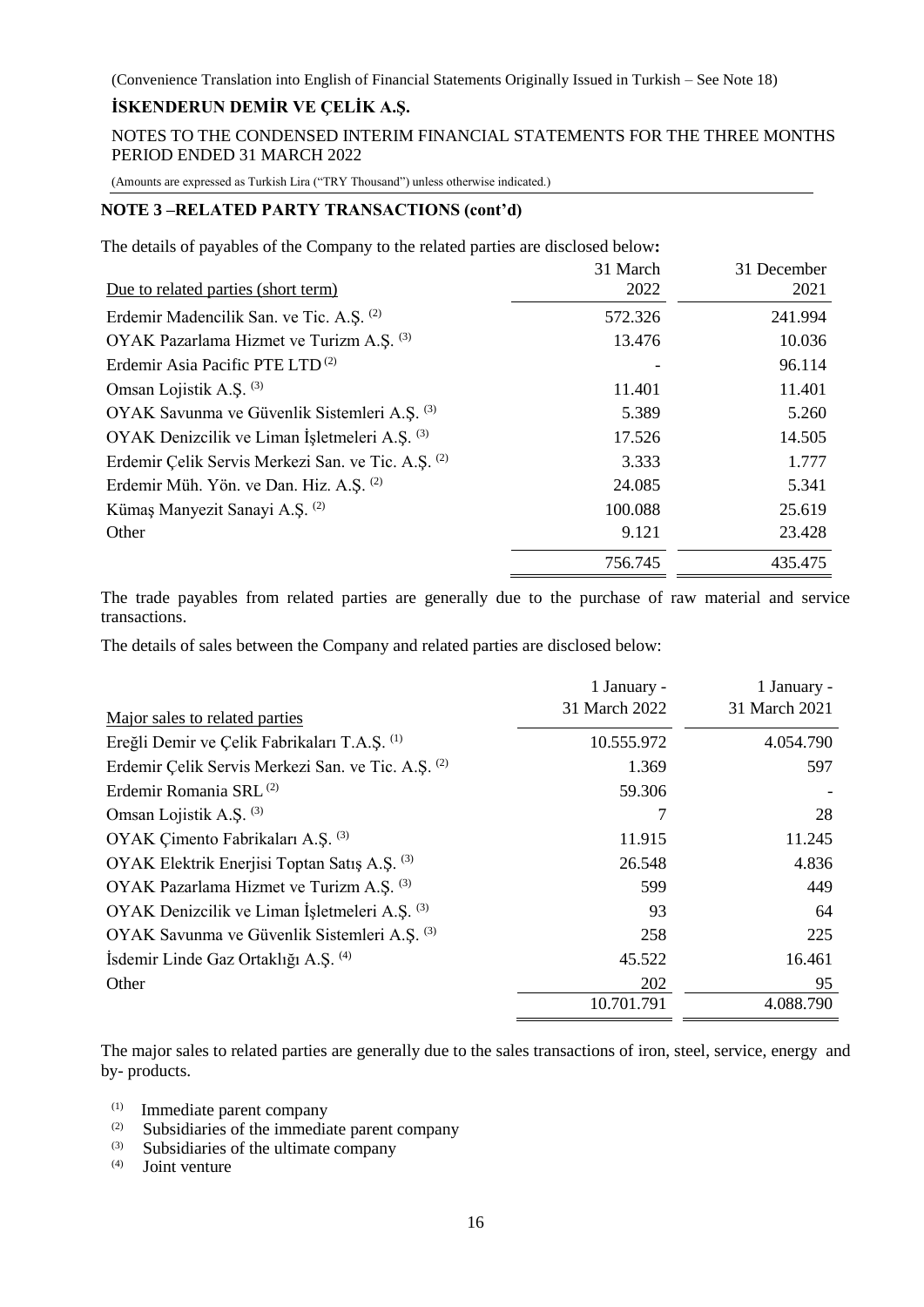## NOTE 3 –RELATED PARTY TRANSACTIONS (cont'd)

The details of payables of the Company to the related parties are disclosed below:

| Due to related parties (short term) | 31 March 2022 | 31 December 2021 |
|---|---|---|
| Erdemir Madencilik San. ve Tic. A.Ş. [(2)] | 572.326 | 241.994 |
| OYAK Pazarlama Hizmet ve Turizm A.Ş. [(3)] | 13.476 | 10.036 |
| Erdemir Asia Pacific PTE LTD [(2)] | - | 96.114 |
| Omsan Lojistik A.Ş. [(3)] | 11.401 | 11.401 |
| OYAK Savunma ve Güvenlik Sistemleri A.Ş. [(3)] | 5.389 | 5.260 |
| OYAK Denizcilik ve Liman İşletmeleri A.Ş. [(3)] | 17.526 | 14.505 |
| Erdemir Çelik Servis Merkezi San. ve Tic. A.Ş. [(2)] | 3.333 | 1.777 |
| Erdemir Müh. Yön. ve Dan. Hiz. A.Ş. [(2)] | 24.085 | 5.341 |
| Kümaş Manyezit Sanayi A.Ş. [(2)] | 100.088 | 25.619 |
| Other | 9.121 | 23.428 |
| | 756.745 | 435.475 |

The trade payables from related parties are generally due to the purchase of raw material and service transactions.

The details of sales between the Company and related parties are disclosed below:

| Major sales to related parties | 1 January - 31 March 2022 | 1 January - 31 March 2021 |
|---|---|---|
| Ereğli Demir ve Çelik Fabrikaları T.A.Ş. [(1)] | 10.555.972 | 4.054.790 |
| Erdemir Çelik Servis Merkezi San. ve Tic. A.Ş. [(2)] | 1.369 | 597 |
| Erdemir Romania SRL [(2)] | 59.306 | - |
| Omsan Lojistik A.Ş. [(3)] | 7 | 28 |
| OYAK Çimento Fabrikaları A.Ş. [(3)] | 11.915 | 11.245 |
| OYAK Elektrik Enerjisi Toptan Satış A.Ş. [(3)] | 26.548 | 4.836 |
| OYAK Pazarlama Hizmet ve Turizm A.Ş. [(3)] | 599 | 449 |
| OYAK Denizcilik ve Liman İşletmeleri A.Ş. [(3)] | 93 | 64 |
| OYAK Savunma ve Güvenlik Sistemleri A.Ş. [(3)] | 258 | 225 |
| İsdemir Linde Gaz Ortaklığı A.Ş. [(4)] | 45.522 | 16.461 |
| Other | 202 | 95 |
| | 10.701.791 | 4.088.790 |

The major sales to related parties are generally due to the sales transactions of iron, steel, service, energy and by- products.

[(1)] Immediate parent company
[(2)] Subsidiaries of the immediate parent company
[(3)] Subsidiaries of the ultimate company
[(4)] Joint venture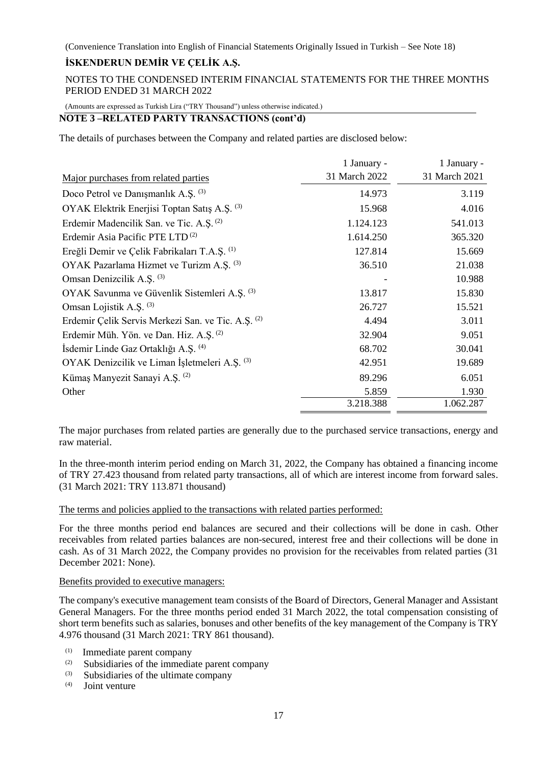## NOTE 3 –RELATED PARTY TRANSACTIONS (cont'd)

The details of purchases between the Company and related parties are disclosed below:

| Major purchases from related parties | 1 January - 31 March 2022 | 1 January - 31 March 2021 |
|---|---|---|
| Doco Petrol ve Danışmanlık A.Ş. [3] | 14.973 | 3.119 |
| OYAK Elektrik Enerjisi Toptan Satış A.Ş. [3] | 15.968 | 4.016 |
| Erdemir Madencilik San. ve Tic. A.Ş. [2] | 1.124.123 | 541.013 |
| Erdemir Asia Pacific PTE LTD [2] | 1.614.250 | 365.320 |
| Ereğli Demir ve Çelik Fabrikaları T.A.Ş. [1] | 127.814 | 15.669 |
| OYAK Pazarlama Hizmet ve Turizm A.Ş. [3] | 36.510 | 21.038 |
| Omsan Denizcilik A.Ş. [3] | - | 10.988 |
| OYAK Savunma ve Güvenlik Sistemleri A.Ş. [3] | 13.817 | 15.830 |
| Omsan Lojistik A.Ş. [3] | 26.727 | 15.521 |
| Erdemir Çelik Servis Merkezi San. ve Tic. A.Ş. [2] | 4.494 | 3.011 |
| Erdemir Müh. Yön. ve Dan. Hiz. A.Ş. [2] | 32.904 | 9.051 |
| İsdemir Linde Gaz Ortaklığı A.Ş. [4] | 68.702 | 30.041 |
| OYAK Denizcilik ve Liman İşletmeleri A.Ş. [3] | 42.951 | 19.689 |
| Kümaş Manyezit Sanayi A.Ş. [2] | 89.296 | 6.051 |
| Other | 5.859 | 1.930 |
| | 3.218.388 | 1.062.287 |

The major purchases from related parties are generally due to the purchased service transactions, energy and raw material.

In the three-month interim period ending on March 31, 2022, the Company has obtained a financing income of TRY 27.423 thousand from related party transactions, all of which are interest income from forward sales. (31 March 2021: TRY 113.871 thousand)

The terms and policies applied to the transactions with related parties performed:

For the three months period end balances are secured and their collections will be done in cash. Other receivables from related parties balances are non-secured, interest free and their collections will be done in cash. As of 31 March 2022, the Company provides no provision for the receivables from related parties (31 December 2021: None).

Benefits provided to executive managers:

The company's executive management team consists of the Board of Directors, General Manager and Assistant General Managers. For the three months period ended 31 March 2022, the total compensation consisting of short term benefits such as salaries, bonuses and other benefits of the key management of the Company is TRY 4.976 thousand (31 March 2021: TRY 861 thousand).

[1] Immediate parent company
[2] Subsidiaries of the immediate parent company
[3] Subsidiaries of the ultimate company
[4] Joint venture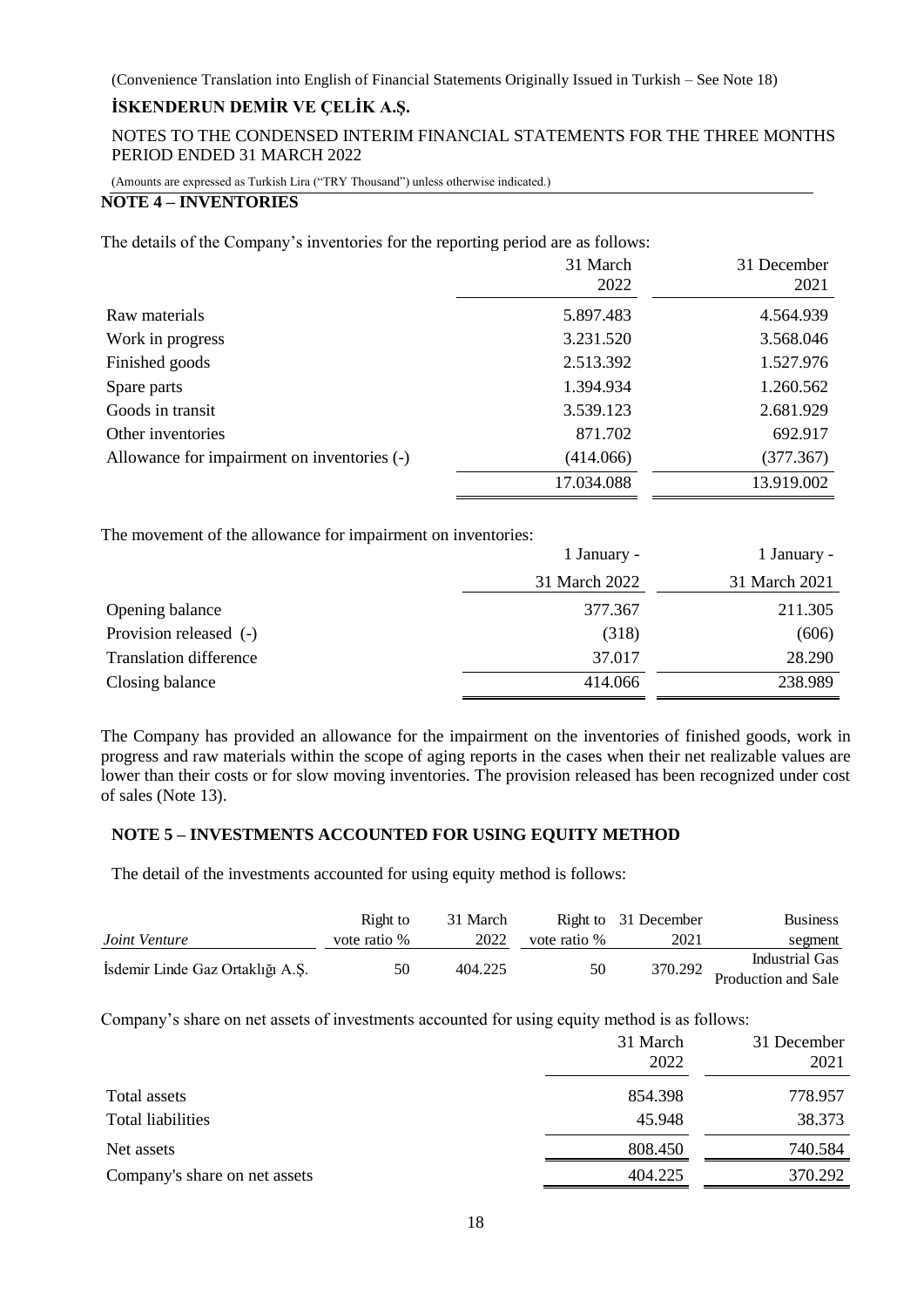## NOTE 4 – INVENTORIES

The details of the Company's inventories for the reporting period are as follows:

| | 31 March 2022 | 31 December 2021 |
|---|---|---|
| Raw materials | 5.897.483 | 4.564.939 |
| Work in progress | 3.231.520 | 3.568.046 |
| Finished goods | 2.513.392 | 1.527.976 |
| Spare parts | 1.394.934 | 1.260.562 |
| Goods in transit | 3.539.123 | 2.681.929 |
| Other inventories | 871.702 | 692.917 |
| Allowance for impairment on inventories (-) | (414.066) | (377.367) |
| | 17.034.088 | 13.919.002 |

The movement of the allowance for impairment on inventories:

| | 1 January - 31 March 2022 | 1 January - 31 March 2021 |
|---|---|---|
| Opening balance | 377.367 | 211.305 |
| Provision released (-) | (318) | (606) |
| Translation difference | 37.017 | 28.290 |
| Closing balance | 414.066 | 238.989 |

The Company has provided an allowance for the impairment on the inventories of finished goods, work in progress and raw materials within the scope of aging reports in the cases when their net realizable values are lower than their costs or for slow moving inventories. The provision released has been recognized under cost of sales (Note 13).

## NOTE 5 – INVESTMENTS ACCOUNTED FOR USING EQUITY METHOD

The detail of the investments accounted for using equity method is follows:

| *Joint Venture* | Right to vote ratio % | 31 March 2022 | Right to vote ratio % | 31 December 2021 | Business segment |
|---|---|---|---|---|---|
| İsdemir Linde Gaz Ortaklığı A.Ş. | 50 | 404.225 | 50 | 370.292 | Industrial Gas Production and Sale |

Company's share on net assets of investments accounted for using equity method is as follows:

| | 31 March 2022 | 31 December 2021 |
|---|---|---|
| Total assets | 854.398 | 778.957 |
| Total liabilities | 45.948 | 38.373 |
| Net assets | 808.450 | 740.584 |
| Company's share on net assets | 404.225 | 370.292 |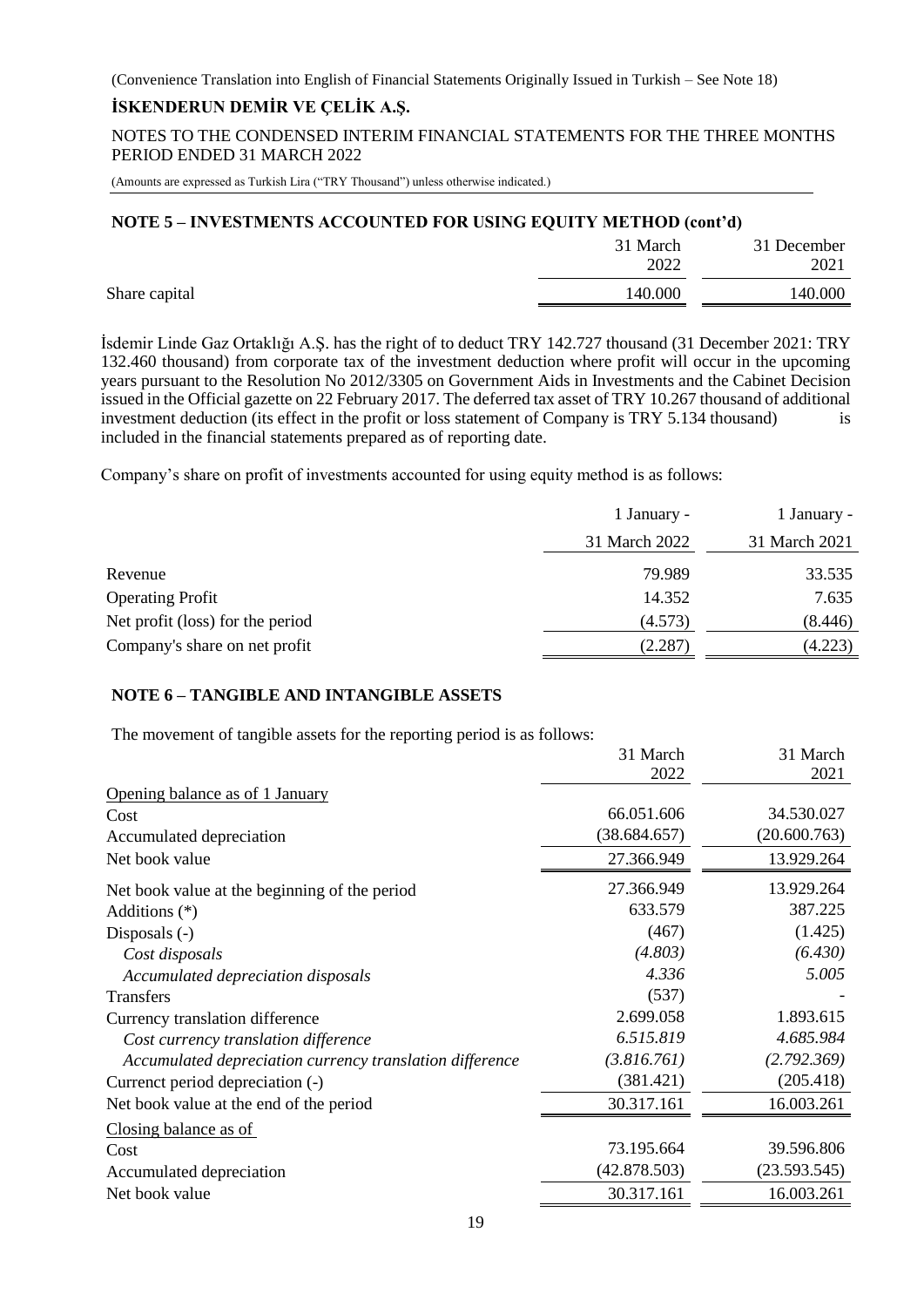## NOTE 5 – INVESTMENTS ACCOUNTED FOR USING EQUITY METHOD (cont'd)

| | 31 March 2022 | 31 December 2021 |
|---|---|---|
| Share capital | 140.000 | 140.000 |

İsdemir Linde Gaz Ortaklığı A.Ş. has the right of to deduct TRY 142.727 thousand (31 December 2021: TRY 132.460 thousand) from corporate tax of the investment deduction where profit will occur in the upcoming years pursuant to the Resolution No 2012/3305 on Government Aids in Investments and the Cabinet Decision issued in the Official gazette on 22 February 2017. The deferred tax asset of TRY 10.267 thousand of additional investment deduction (its effect in the profit or loss statement of Company is TRY 5.134 thousand) is included in the financial statements prepared as of reporting date.

Company's share on profit of investments accounted for using equity method is as follows:

| | 1 January - 31 March 2022 | 1 January - 31 March 2021 |
|---|---|---|
| Revenue | 79.989 | 33.535 |
| Operating Profit | 14.352 | 7.635 |
| Net profit (loss) for the period | (4.573) | (8.446) |
| Company's share on net profit | (2.287) | (4.223) |

## NOTE 6 – TANGIBLE AND INTANGIBLE ASSETS

The movement of tangible assets for the reporting period is as follows:

| | 31 March 2022 | 31 March 2021 |
|---|---|---|
| Opening balance as of 1 January | | |
| Cost | 66.051.606 | 34.530.027 |
| Accumulated depreciation | (38.684.657) | (20.600.763) |
| Net book value | 27.366.949 | 13.929.264 |
| Net book value at the beginning of the period | 27.366.949 | 13.929.264 |
| Additions (*) | 633.579 | 387.225 |
| Disposals (-) | (467) | (1.425) |
| *Cost disposals* | *(4.803)* | *(6.430)* |
| *Accumulated depreciation disposals* | *4.336* | *5.005* |
| Transfers | (537) | - |
| Currency translation difference | 2.699.058 | 1.893.615 |
| *Cost currency translation difference* | *6.515.819* | *4.685.984* |
| *Accumulated depreciation currency translation difference* | *(3.816.761)* | *(2.792.369)* |
| Currenct period depreciation (-) | (381.421) | (205.418) |
| Net book value at the end of the period | 30.317.161 | 16.003.261 |
| Closing balance as of | | |
| Cost | 73.195.664 | 39.596.806 |
| Accumulated depreciation | (42.878.503) | (23.593.545) |
| Net book value | 30.317.161 | 16.003.261 |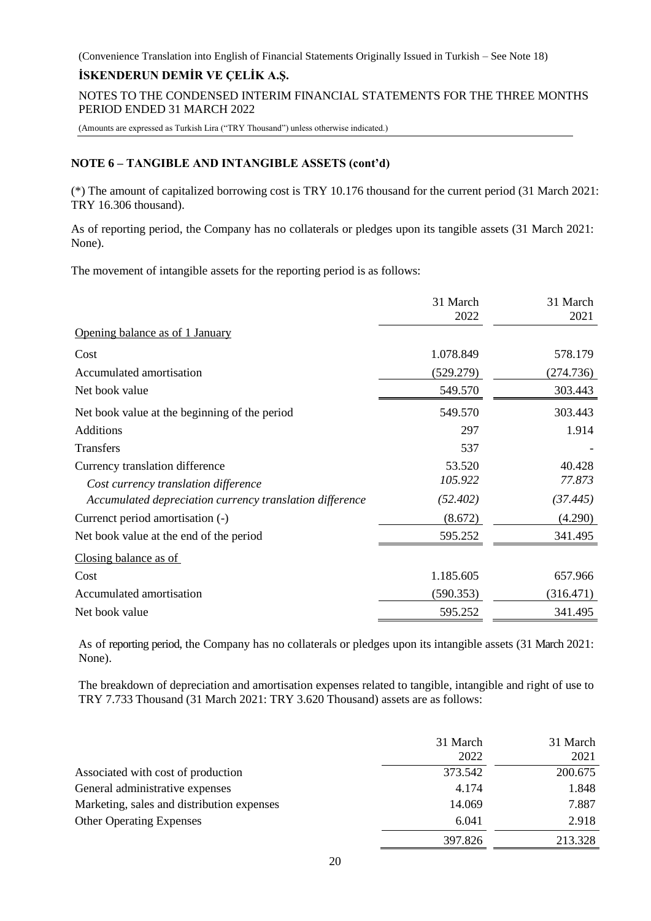## NOTE 6 – TANGIBLE AND INTANGIBLE ASSETS (cont'd)

(*) The amount of capitalized borrowing cost is TRY 10.176 thousand for the current period (31 March 2021: TRY 16.306 thousand).

As of reporting period, the Company has no collaterals or pledges upon its tangible assets (31 March 2021: None).

The movement of intangible assets for the reporting period is as follows:

| | 31 March 2022 | 31 March 2021 |
|---|---|---|
| Opening balance as of 1 January | | |
| Cost | 1.078.849 | 578.179 |
| Accumulated amortisation | (529.279) | (274.736) |
| Net book value | 549.570 | 303.443 |
| Net book value at the beginning of the period | 549.570 | 303.443 |
| Additions | 297 | 1.914 |
| Transfers | 537 | - |
| Currency translation difference | 53.520 | 40.428 |
| *Cost currency translation difference* | *105.922* | *77.873* |
| *Accumulated depreciation currency translation difference* | *(52.402)* | *(37.445)* |
| Currenct period amortisation (-) | (8.672) | (4.290) |
| Net book value at the end of the period | 595.252 | 341.495 |
| Closing balance as of | | |
| Cost | 1.185.605 | 657.966 |
| Accumulated amortisation | (590.353) | (316.471) |
| Net book value | 595.252 | 341.495 |

As of reporting period, the Company has no collaterals or pledges upon its intangible assets (31 March 2021: None).

The breakdown of depreciation and amortisation expenses related to tangible, intangible and right of use to TRY 7.733 Thousand (31 March 2021: TRY 3.620 Thousand) assets are as follows:

| | 31 March 2022 | 31 March 2021 |
|---|---|---|
| Associated with cost of production | 373.542 | 200.675 |
| General administrative expenses | 4.174 | 1.848 |
| Marketing, sales and distribution expenses | 14.069 | 7.887 |
| Other Operating Expenses | 6.041 | 2.918 |
| | 397.826 | 213.328 |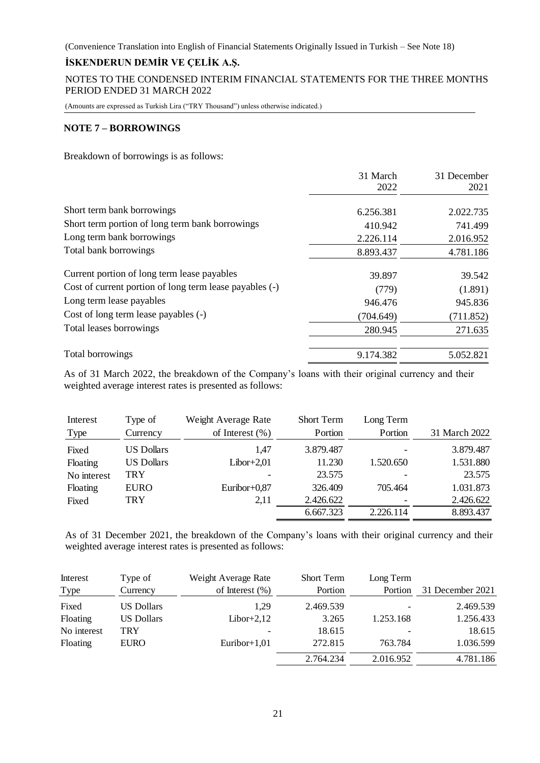## NOTE 7 – BORROWINGS

Breakdown of borrowings is as follows:

| | 31 March 2022 | 31 December 2021 |
|---|---|---|
| Short term bank borrowings | 6.256.381 | 2.022.735 |
| Short term portion of long term bank borrowings | 410.942 | 741.499 |
| Long term bank borrowings | 2.226.114 | 2.016.952 |
| Total bank borrowings | 8.893.437 | 4.781.186 |
| Current portion of long term lease payables | 39.897 | 39.542 |
| Cost of current portion of long term lease payables (-) | (779) | (1.891) |
| Long term lease payables | 946.476 | 945.836 |
| Cost of long term lease payables (-) | (704.649) | (711.852) |
| Total leases borrowings | 280.945 | 271.635 |
| Total borrowings | 9.174.382 | 5.052.821 |

As of 31 March 2022, the breakdown of the Company's loans with their original currency and their weighted average interest rates is presented as follows:

| Interest Type | Type of Currency | Weight Average Rate of Interest (%) | Short Term Portion | Long Term Portion | 31 March 2022 |
|---|---|---|---|---|---|
| Fixed | US Dollars | 1,47 | 3.879.487 | - | 3.879.487 |
| Floating | US Dollars | Libor+2,01 | 11.230 | 1.520.650 | 1.531.880 |
| No interest | TRY | - | 23.575 | - | 23.575 |
| Floating | EURO | Euribor+0,87 | 326.409 | 705.464 | 1.031.873 |
| Fixed | TRY | 2,11 | 2.426.622 | - | 2.426.622 |
| | | | 6.667.323 | 2.226.114 | 8.893.437 |

As of 31 December 2021, the breakdown of the Company's loans with their original currency and their weighted average interest rates is presented as follows:

| Interest Type | Type of Currency | Weight Average Rate of Interest (%) | Short Term Portion | Long Term Portion | 31 December 2021 |
|---|---|---|---|---|---|
| Fixed | US Dollars | 1,29 | 2.469.539 | - | 2.469.539 |
| Floating | US Dollars | Libor+2,12 | 3.265 | 1.253.168 | 1.256.433 |
| No interest | TRY | - | 18.615 | - | 18.615 |
| Floating | EURO | Euribor+1,01 | 272.815 | 763.784 | 1.036.599 |
| | | | 2.764.234 | 2.016.952 | 4.781.186 |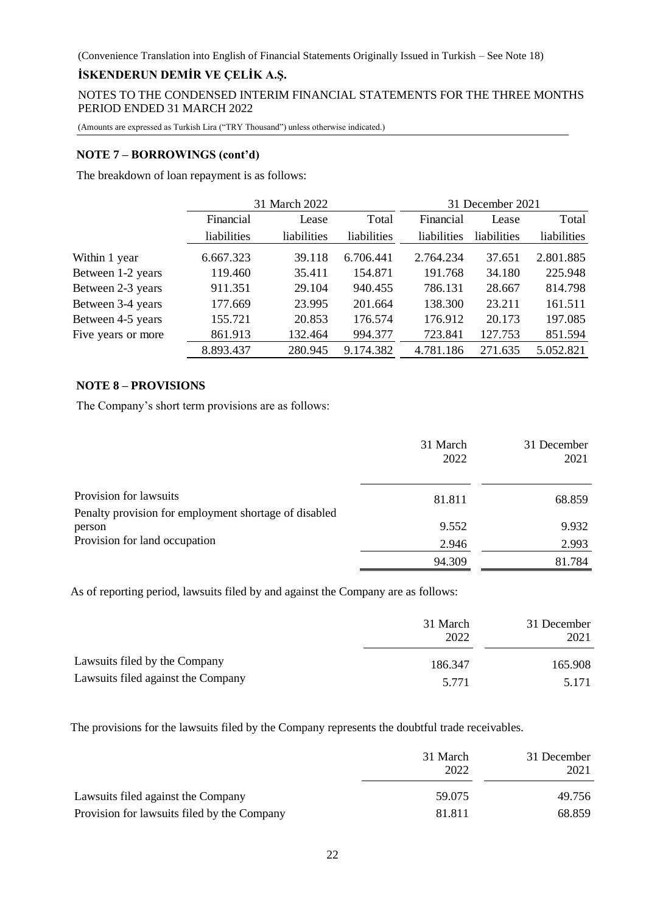## NOTE 7 – BORROWINGS (cont'd)

The breakdown of loan repayment is as follows:

| | 31 March 2022 | | | 31 December 2021 | | |
|---|---|---|---|---|---|---|
| | Financial liabilities | Lease liabilities | Total liabilities | Financial liabilities | Lease liabilities | Total liabilities |
| Within 1 year | 6.667.323 | 39.118 | 6.706.441 | 2.764.234 | 37.651 | 2.801.885 |
| Between 1-2 years | 119.460 | 35.411 | 154.871 | 191.768 | 34.180 | 225.948 |
| Between 2-3 years | 911.351 | 29.104 | 940.455 | 786.131 | 28.667 | 814.798 |
| Between 3-4 years | 177.669 | 23.995 | 201.664 | 138.300 | 23.211 | 161.511 |
| Between 4-5 years | 155.721 | 20.853 | 176.574 | 176.912 | 20.173 | 197.085 |
| Five years or more | 861.913 | 132.464 | 994.377 | 723.841 | 127.753 | 851.594 |
| | 8.893.437 | 280.945 | 9.174.382 | 4.781.186 | 271.635 | 5.052.821 |

## NOTE 8 – PROVISIONS

The Company's short term provisions are as follows:

| | 31 March 2022 | 31 December 2021 |
|---|---|---|
| Provision for lawsuits | 81.811 | 68.859 |
| Penalty provision for employment shortage of disabled person | 9.552 | 9.932 |
| Provision for land occupation | 2.946 | 2.993 |
| | 94.309 | 81.784 |

As of reporting period, lawsuits filed by and against the Company are as follows:

| | 31 March 2022 | 31 December 2021 |
|---|---|---|
| Lawsuits filed by the Company | 186.347 | 165.908 |
| Lawsuits filed against the Company | 5.771 | 5.171 |

The provisions for the lawsuits filed by the Company represents the doubtful trade receivables.

| | 31 March 2022 | 31 December 2021 |
|---|---|---|
| Lawsuits filed against the Company | 59.075 | 49.756 |
| Provision for lawsuits filed by the Company | 81.811 | 68.859 |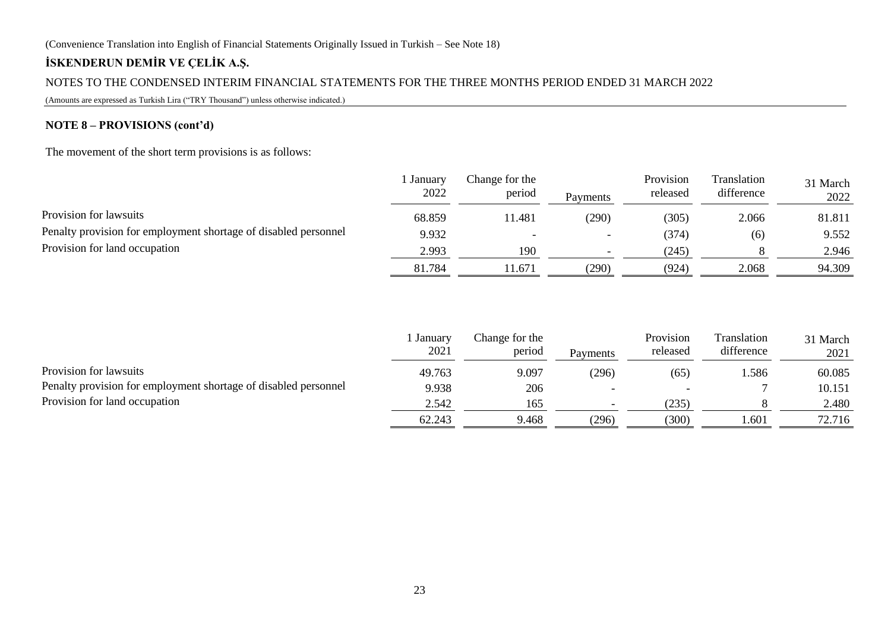(Convenience Translation into English of Financial Statements Originally Issued in Turkish – See Note 18)

**İSKENDERUN DEMİR VE ÇELİK A.Ş.**

NOTES TO THE CONDENSED INTERIM FINANCIAL STATEMENTS FOR THE THREE MONTHS PERIOD ENDED 31 MARCH 2022

(Amounts are expressed as Turkish Lira ("TRY Thousand") unless otherwise indicated.)

**NOTE 8 – PROVISIONS (cont'd)**

The movement of the short term provisions is as follows:

| | 1 January 2022 | Change for the period | Payments | Provision released | Translation difference | 31 March 2022 |
|---|---|---|---|---|---|---|
| Provision for lawsuits | 68.859 | 11.481 | (290) | (305) | 2.066 | 81.811 |
| Penalty provision for employment shortage of disabled personnel | 9.932 | - | - | (374) | (6) | 9.552 |
| Provision for land occupation | 2.993 | 190 | - | (245) | 8 | 2.946 |
| | 81.784 | 11.671 | (290) | (924) | 2.068 | 94.309 |

| | 1 January 2021 | Change for the period | Payments | Provision released | Translation difference | 31 March 2021 |
|---|---|---|---|---|---|---|
| Provision for lawsuits | 49.763 | 9.097 | (296) | (65) | 1.586 | 60.085 |
| Penalty provision for employment shortage of disabled personnel | 9.938 | 206 | - | - | 7 | 10.151 |
| Provision for land occupation | 2.542 | 165 | - | (235) | 8 | 2.480 |
| | 62.243 | 9.468 | (296) | (300) | 1.601 | 72.716 |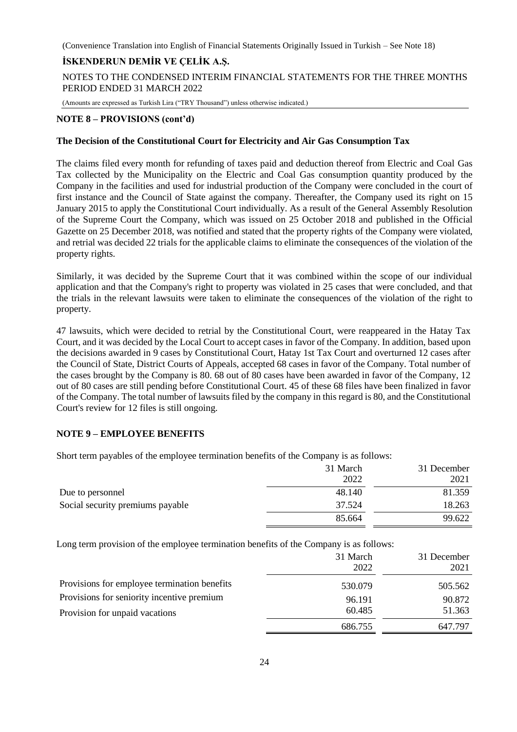## NOTE 8 – PROVISIONS (cont'd)

### The Decision of the Constitutional Court for Electricity and Air Gas Consumption Tax

The claims filed every month for refunding of taxes paid and deduction thereof from Electric and Coal Gas Tax collected by the Municipality on the Electric and Coal Gas consumption quantity produced by the Company in the facilities and used for industrial production of the Company were concluded in the court of first instance and the Council of State against the company. Thereafter, the Company used its right on 15 January 2015 to apply the Constitutional Court individually. As a result of the General Assembly Resolution of the Supreme Court the Company, which was issued on 25 October 2018 and published in the Official Gazette on 25 December 2018, was notified and stated that the property rights of the Company were violated, and retrial was decided 22 trials for the applicable claims to eliminate the consequences of the violation of the property rights.

Similarly, it was decided by the Supreme Court that it was combined within the scope of our individual application and that the Company's right to property was violated in 25 cases that were concluded, and that the trials in the relevant lawsuits were taken to eliminate the consequences of the violation of the right to property.

47 lawsuits, which were decided to retrial by the Constitutional Court, were reappeared in the Hatay Tax Court, and it was decided by the Local Court to accept cases in favor of the Company. In addition, based upon the decisions awarded in 9 cases by Constitutional Court, Hatay 1st Tax Court and overturned 12 cases after the Council of State, District Courts of Appeals, accepted 68 cases in favor of the Company. Total number of the cases brought by the Company is 80. 68 out of 80 cases have been awarded in favor of the Company, 12 out of 80 cases are still pending before Constitutional Court. 45 of these 68 files have been finalized in favor of the Company. The total number of lawsuits filed by the company in this regard is 80, and the Constitutional Court's review for 12 files is still ongoing.

## NOTE 9 – EMPLOYEE BENEFITS

Short term payables of the employee termination benefits of the Company is as follows:

| | 31 March 2022 | 31 December 2021 |
|---|---|---|
| Due to personnel | 48.140 | 81.359 |
| Social security premiums payable | 37.524 | 18.263 |
| | 85.664 | 99.622 |

Long term provision of the employee termination benefits of the Company is as follows:

| | 31 March 2022 | 31 December 2021 |
|---|---|---|
| Provisions for employee termination benefits | 530.079 | 505.562 |
| Provisions for seniority incentive premium | 96.191 | 90.872 |
| Provision for unpaid vacations | 60.485 | 51.363 |
| | 686.755 | 647.797 |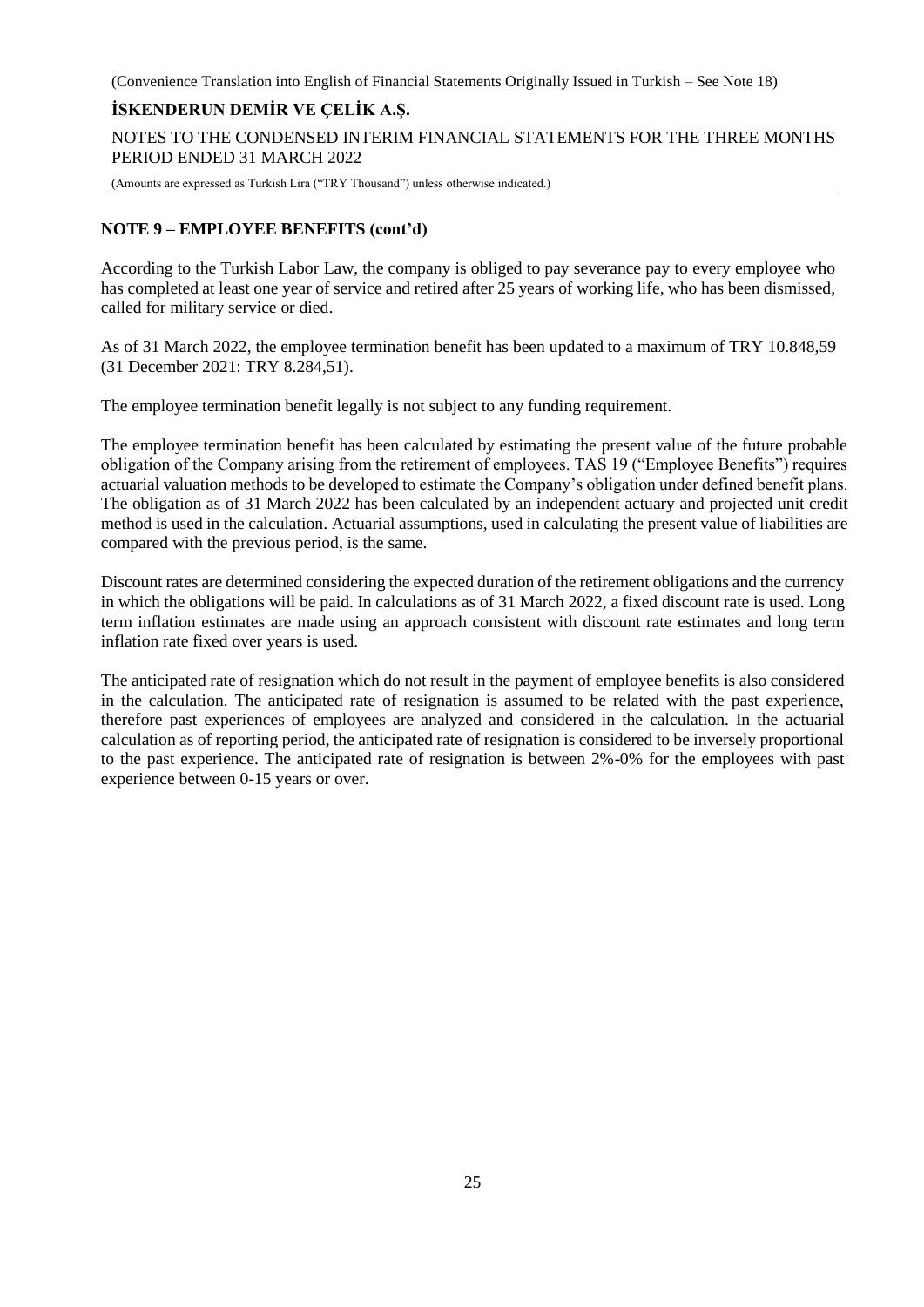## NOTE 9 – EMPLOYEE BENEFITS (cont'd)

According to the Turkish Labor Law, the company is obliged to pay severance pay to every employee who has completed at least one year of service and retired after 25 years of working life, who has been dismissed, called for military service or died.

As of 31 March 2022, the employee termination benefit has been updated to a maximum of TRY 10.848,59 (31 December 2021: TRY 8.284,51).

The employee termination benefit legally is not subject to any funding requirement.

The employee termination benefit has been calculated by estimating the present value of the future probable obligation of the Company arising from the retirement of employees. TAS 19 ("Employee Benefits") requires actuarial valuation methods to be developed to estimate the Company's obligation under defined benefit plans. The obligation as of 31 March 2022 has been calculated by an independent actuary and projected unit credit method is used in the calculation. Actuarial assumptions, used in calculating the present value of liabilities are compared with the previous period, is the same.

Discount rates are determined considering the expected duration of the retirement obligations and the currency in which the obligations will be paid. In calculations as of 31 March 2022, a fixed discount rate is used. Long term inflation estimates are made using an approach consistent with discount rate estimates and long term inflation rate fixed over years is used.

The anticipated rate of resignation which do not result in the payment of employee benefits is also considered in the calculation. The anticipated rate of resignation is assumed to be related with the past experience, therefore past experiences of employees are analyzed and considered in the calculation. In the actuarial calculation as of reporting period, the anticipated rate of resignation is considered to be inversely proportional to the past experience. The anticipated rate of resignation is between 2%-0% for the employees with past experience between 0-15 years or over.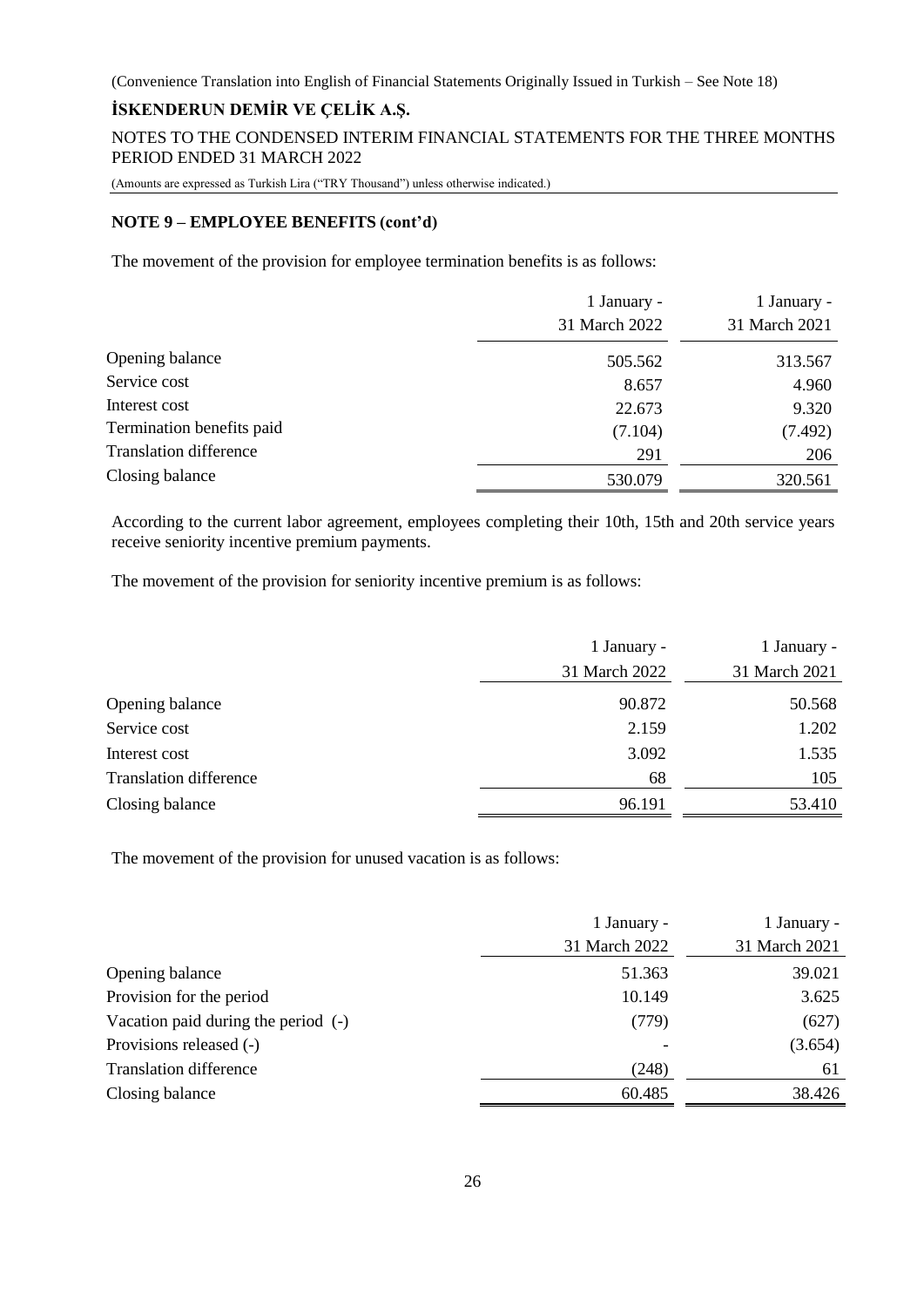## NOTE 9 – EMPLOYEE BENEFITS (cont'd)

The movement of the provision for employee termination benefits is as follows:

| | 1 January - 31 March 2022 | 1 January - 31 March 2021 |
|---|---|---|
| Opening balance | 505.562 | 313.567 |
| Service cost | 8.657 | 4.960 |
| Interest cost | 22.673 | 9.320 |
| Termination benefits paid | (7.104) | (7.492) |
| Translation difference | 291 | 206 |
| Closing balance | 530.079 | 320.561 |

According to the current labor agreement, employees completing their 10th, 15th and 20th service years receive seniority incentive premium payments.

The movement of the provision for seniority incentive premium is as follows:

| | 1 January - 31 March 2022 | 1 January - 31 March 2021 |
|---|---|---|
| Opening balance | 90.872 | 50.568 |
| Service cost | 2.159 | 1.202 |
| Interest cost | 3.092 | 1.535 |
| Translation difference | 68 | 105 |
| Closing balance | 96.191 | 53.410 |

The movement of the provision for unused vacation is as follows:

| | 1 January - 31 March 2022 | 1 January - 31 March 2021 |
|---|---|---|
| Opening balance | 51.363 | 39.021 |
| Provision for the period | 10.149 | 3.625 |
| Vacation paid during the period (-) | (779) | (627) |
| Provisions released (-) | - | (3.654) |
| Translation difference | (248) | 61 |
| Closing balance | 60.485 | 38.426 |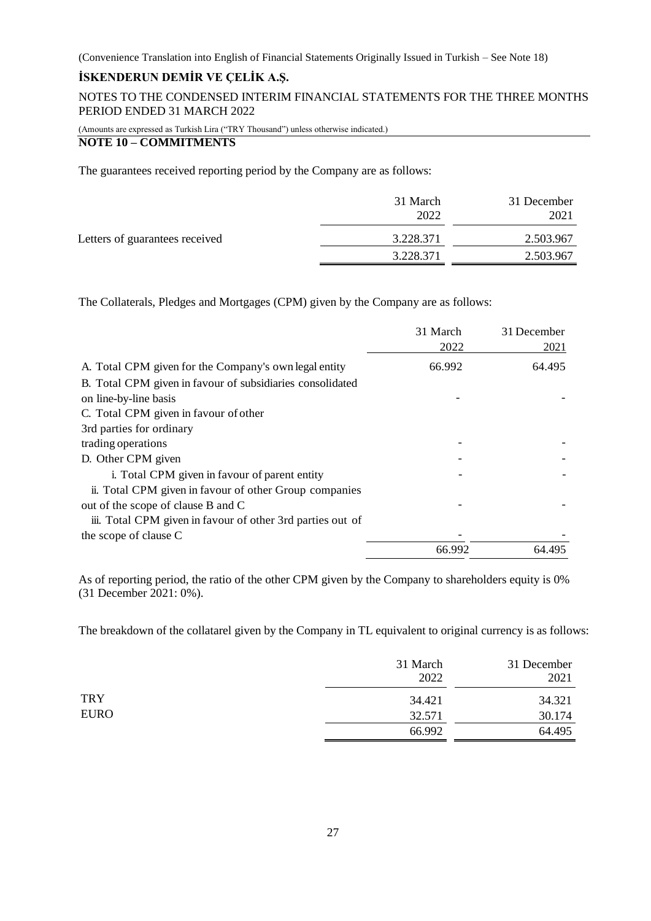## NOTE 10 – COMMITMENTS

The guarantees received reporting period by the Company are as follows:

| | 31 March 2022 | 31 December 2021 |
|---|---|---|
| Letters of guarantees received | 3.228.371 | 2.503.967 |
| | 3.228.371 | 2.503.967 |

The Collaterals, Pledges and Mortgages (CPM) given by the Company are as follows:

| | 31 March 2022 | 31 December 2021 |
|---|---|---|
| A. Total CPM given for the Company's own legal entity | 66.992 | 64.495 |
| B. Total CPM given in favour of subsidiaries consolidated on line-by-line basis | - | - |
| C. Total CPM given in favour of other 3rd parties for ordinary trading operations | - | - |
| D. Other CPM given | - | - |
| i. Total CPM given in favour of parent entity | - | - |
| ii. Total CPM given in favour of other Group companies out of the scope of clause B and C | - | - |
| iii. Total CPM given in favour of other 3rd parties out of the scope of clause C | - | - |
| | 66.992 | 64.495 |

As of reporting period, the ratio of the other CPM given by the Company to shareholders equity is 0% (31 December 2021: 0%).

The breakdown of the collatarel given by the Company in TL equivalent to original currency is as follows:

| | 31 March 2022 | 31 December 2021 |
|---|---|---|
| TRY | 34.421 | 34.321 |
| EURO | 32.571 | 30.174 |
| | 66.992 | 64.495 |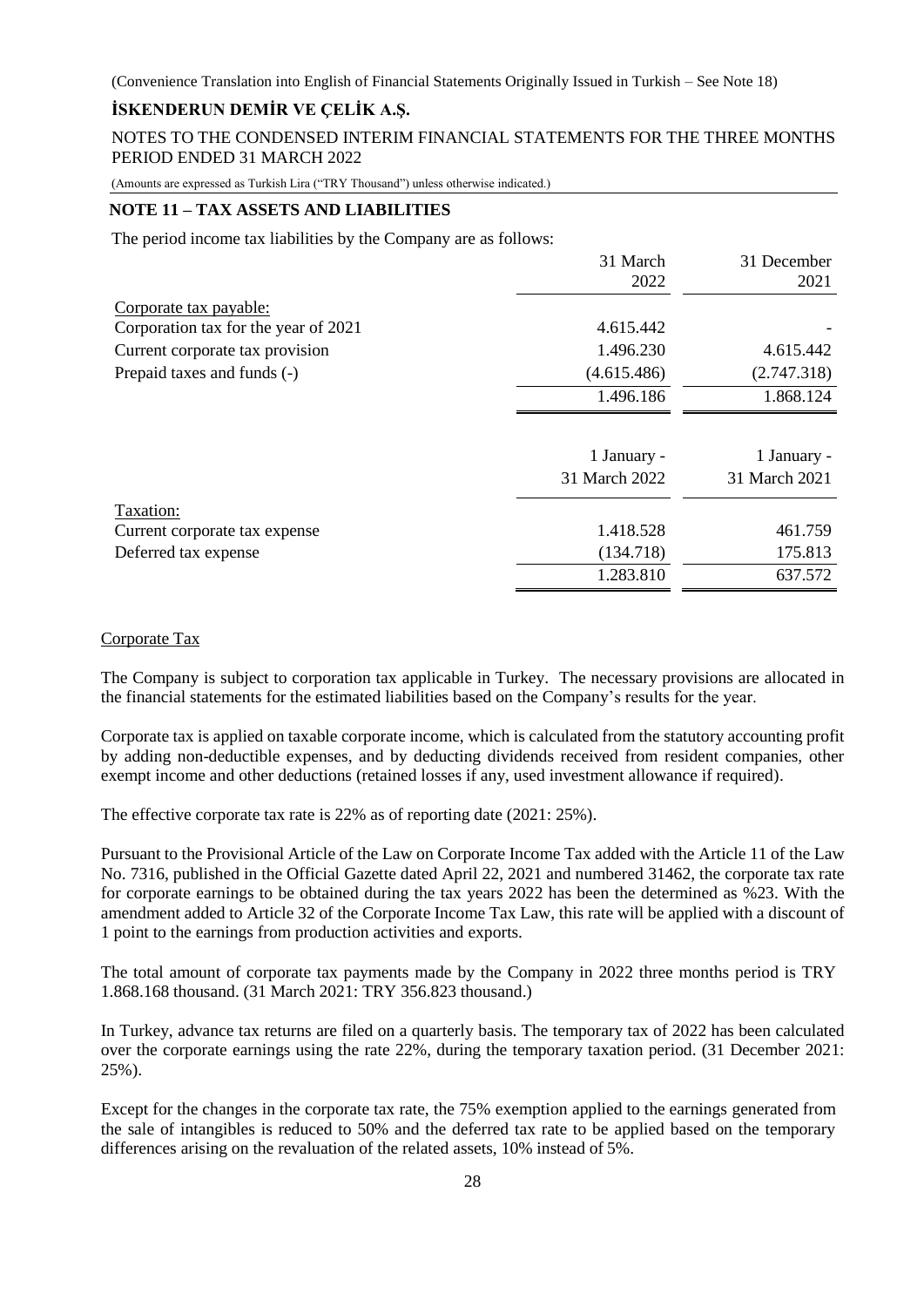(Convenience Translation into English of Financial Statements Originally Issued in Turkish – See Note 18)

**İSKENDERUN DEMİR VE ÇELİK A.Ş.**

NOTES TO THE CONDENSED INTERIM FINANCIAL STATEMENTS FOR THE THREE MONTHS PERIOD ENDED 31 MARCH 2022

(Amounts are expressed as Turkish Lira ("TRY Thousand") unless otherwise indicated.)

## NOTE 11 – TAX ASSETS AND LIABILITIES

The period income tax liabilities by the Company are as follows:

| | 31 March 2022 | 31 December 2021 |
|---|---|---|
| Corporate tax payable: | | |
| Corporation tax for the year of 2021 | 4.615.442 | - |
| Current corporate tax provision | 1.496.230 | 4.615.442 |
| Prepaid taxes and funds (-) | (4.615.486) | (2.747.318) |
| | 1.496.186 | 1.868.124 |

| | 1 January - 31 March 2022 | 1 January - 31 March 2021 |
|---|---|---|
| Taxation: | | |
| Current corporate tax expense | 1.418.528 | 461.759 |
| Deferred tax expense | (134.718) | 175.813 |
| | 1.283.810 | 637.572 |

Corporate Tax

The Company is subject to corporation tax applicable in Turkey. The necessary provisions are allocated in the financial statements for the estimated liabilities based on the Company's results for the year.

Corporate tax is applied on taxable corporate income, which is calculated from the statutory accounting profit by adding non-deductible expenses, and by deducting dividends received from resident companies, other exempt income and other deductions (retained losses if any, used investment allowance if required).

The effective corporate tax rate is 22% as of reporting date (2021: 25%).

Pursuant to the Provisional Article of the Law on Corporate Income Tax added with the Article 11 of the Law No. 7316, published in the Official Gazette dated April 22, 2021 and numbered 31462, the corporate tax rate for corporate earnings to be obtained during the tax years 2022 has been the determined as %23. With the amendment added to Article 32 of the Corporate Income Tax Law, this rate will be applied with a discount of 1 point to the earnings from production activities and exports.

The total amount of corporate tax payments made by the Company in 2022 three months period is TRY 1.868.168 thousand. (31 March 2021: TRY 356.823 thousand.)

In Turkey, advance tax returns are filed on a quarterly basis. The temporary tax of 2022 has been calculated over the corporate earnings using the rate 22%, during the temporary taxation period. (31 December 2021: 25%).

Except for the changes in the corporate tax rate, the 75% exemption applied to the earnings generated from the sale of intangibles is reduced to 50% and the deferred tax rate to be applied based on the temporary differences arising on the revaluation of the related assets, 10% instead of 5%.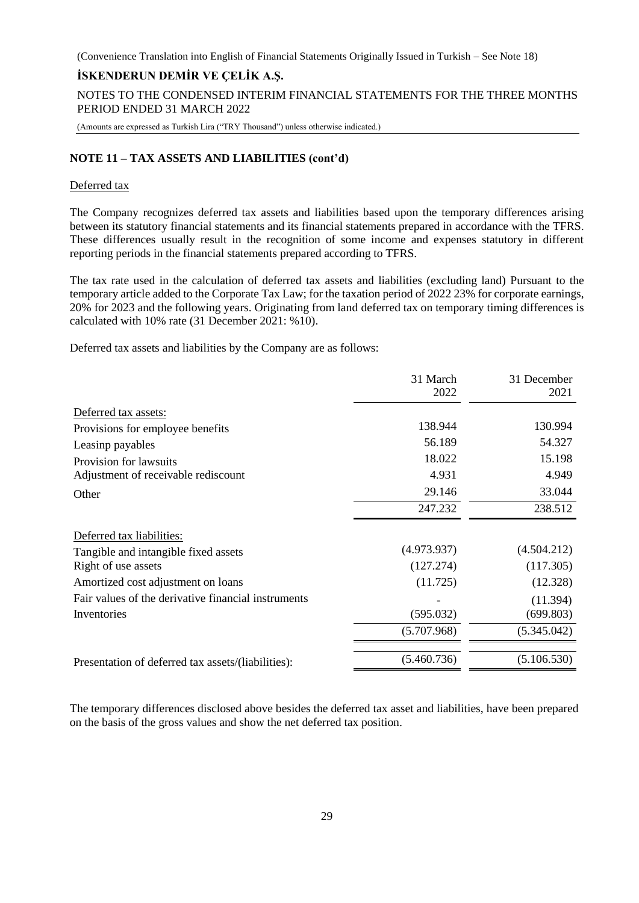## NOTE 11 – TAX ASSETS AND LIABILITIES (cont'd)

Deferred tax

The Company recognizes deferred tax assets and liabilities based upon the temporary differences arising between its statutory financial statements and its financial statements prepared in accordance with the TFRS. These differences usually result in the recognition of some income and expenses statutory in different reporting periods in the financial statements prepared according to TFRS.

The tax rate used in the calculation of deferred tax assets and liabilities (excluding land) Pursuant to the temporary article added to the Corporate Tax Law; for the taxation period of 2022 23% for corporate earnings, 20% for 2023 and the following years. Originating from land deferred tax on temporary timing differences is calculated with 10% rate (31 December 2021: %10).

Deferred tax assets and liabilities by the Company are as follows:

| | 31 March 2022 | 31 December 2021 |
|---|---|---|
| Deferred tax assets: | | |
| Provisions for employee benefits | 138.944 | 130.994 |
| Leasinp payables | 56.189 | 54.327 |
| Provision for lawsuits | 18.022 | 15.198 |
| Adjustment of receivable rediscount | 4.931 | 4.949 |
| Other | 29.146 | 33.044 |
| | 247.232 | 238.512 |
| Deferred tax liabilities: | | |
| Tangible and intangible fixed assets | (4.973.937) | (4.504.212) |
| Right of use assets | (127.274) | (117.305) |
| Amortized cost adjustment on loans | (11.725) | (12.328) |
| Fair values of the derivative financial instruments | - | (11.394) |
| Inventories | (595.032) | (699.803) |
| | (5.707.968) | (5.345.042) |
| Presentation of deferred tax assets/(liabilities): | (5.460.736) | (5.106.530) |

The temporary differences disclosed above besides the deferred tax asset and liabilities, have been prepared on the basis of the gross values and show the net deferred tax position.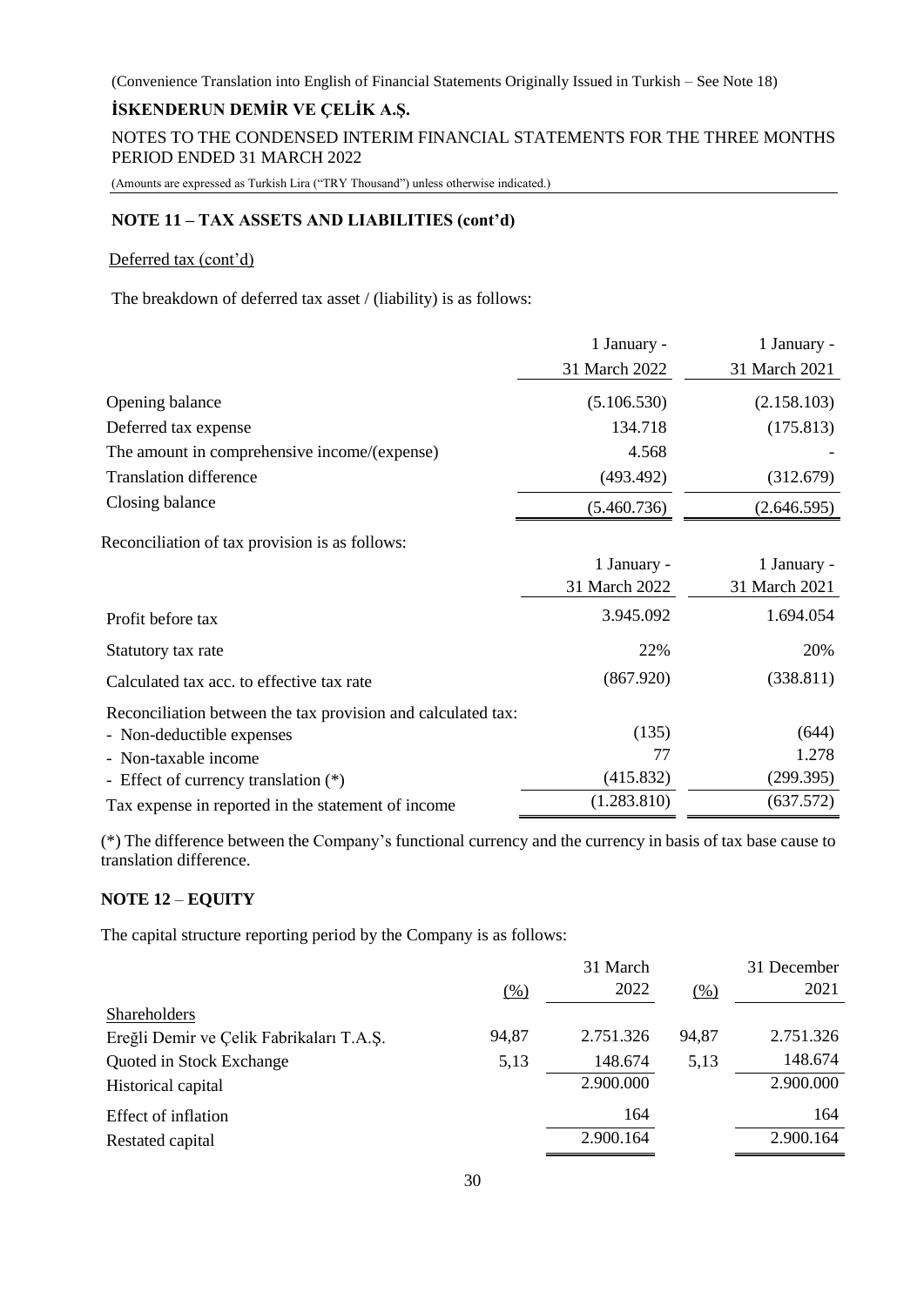(Convenience Translation into English of Financial Statements Originally Issued in Turkish – See Note 18)

**İSKENDERUN DEMİR VE ÇELİK A.Ş.**

NOTES TO THE CONDENSED INTERIM FINANCIAL STATEMENTS FOR THE THREE MONTHS PERIOD ENDED 31 MARCH 2022

(Amounts are expressed as Turkish Lira ("TRY Thousand") unless otherwise indicated.)

## NOTE 11 – TAX ASSETS AND LIABILITIES (cont'd)

Deferred tax (cont'd)

The breakdown of deferred tax asset / (liability) is as follows:

| | 1 January - 31 March 2022 | 1 January - 31 March 2021 |
|---|---|---|
| Opening balance | (5.106.530) | (2.158.103) |
| Deferred tax expense | 134.718 | (175.813) |
| The amount in comprehensive income/(expense) | 4.568 | - |
| Translation difference | (493.492) | (312.679) |
| Closing balance | (5.460.736) | (2.646.595) |

Reconciliation of tax provision is as follows:

| | 1 January - 31 March 2022 | 1 January - 31 March 2021 |
|---|---|---|
| Profit before tax | 3.945.092 | 1.694.054 |
| Statutory tax rate | 22% | 20% |
| Calculated tax acc. to effective tax rate | (867.920) | (338.811) |
| Reconciliation between the tax provision and calculated tax: | | |
| - Non-deductible expenses | (135) | (644) |
| - Non-taxable income | 77 | 1.278 |
| - Effect of currency translation (*) | (415.832) | (299.395) |
| Tax expense in reported in the statement of income | (1.283.810) | (637.572) |

(*) The difference between the Company's functional currency and the currency in basis of tax base cause to translation difference.

## NOTE 12 – EQUITY

The capital structure reporting period by the Company is as follows:

| | (%) | 31 March 2022 | (%) | 31 December 2021 |
|---|---|---|---|---|
| Shareholders | | | | |
| Ereğli Demir ve Çelik Fabrikaları T.A.Ş. | 94,87 | 2.751.326 | 94,87 | 2.751.326 |
| Quoted in Stock Exchange | 5,13 | 148.674 | 5,13 | 148.674 |
| Historical capital | | 2.900.000 | | 2.900.000 |
| Effect of inflation | | 164 | | 164 |
| Restated capital | | 2.900.164 | | 2.900.164 |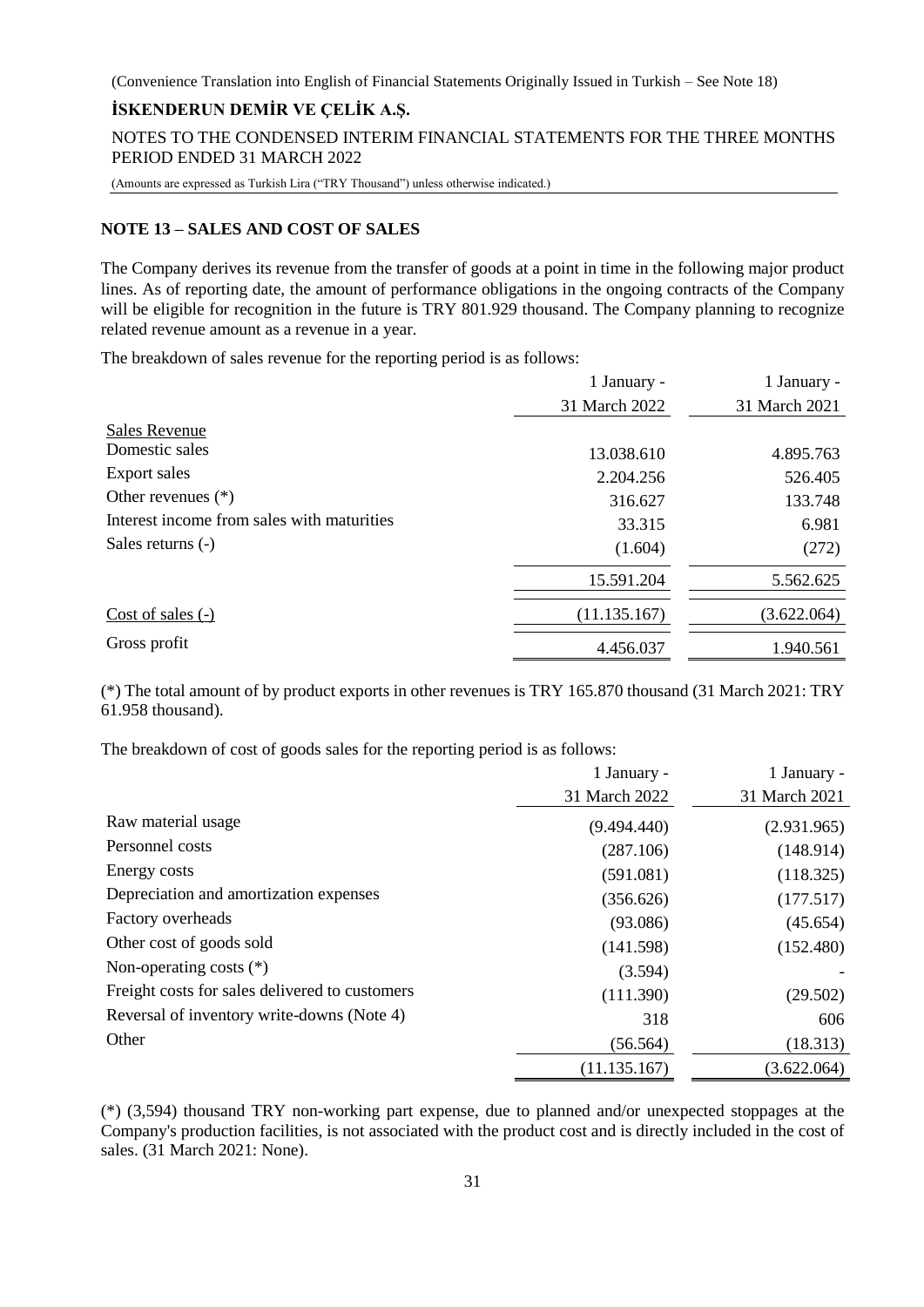(Convenience Translation into English of Financial Statements Originally Issued in Turkish – See Note 18)

**İSKENDERUN DEMİR VE ÇELİK A.Ş.**

NOTES TO THE CONDENSED INTERIM FINANCIAL STATEMENTS FOR THE THREE MONTHS PERIOD ENDED 31 MARCH 2022

(Amounts are expressed as Turkish Lira ("TRY Thousand") unless otherwise indicated.)

## NOTE 13 – SALES AND COST OF SALES

The Company derives its revenue from the transfer of goods at a point in time in the following major product lines. As of reporting date, the amount of performance obligations in the ongoing contracts of the Company will be eligible for recognition in the future is TRY 801.929 thousand. The Company planning to recognize related revenue amount as a revenue in a year.

The breakdown of sales revenue for the reporting period is as follows:

| | 1 January - 31 March 2022 | 1 January - 31 March 2021 |
|---|---|---|
| Sales Revenue | | |
| Domestic sales | 13.038.610 | 4.895.763 |
| Export sales | 2.204.256 | 526.405 |
| Other revenues (*) | 316.627 | 133.748 |
| Interest income from sales with maturities | 33.315 | 6.981 |
| Sales returns (-) | (1.604) | (272) |
| | 15.591.204 | 5.562.625 |
| Cost of sales (-) | (11.135.167) | (3.622.064) |
| Gross profit | 4.456.037 | 1.940.561 |

(*) The total amount of by product exports in other revenues is TRY 165.870 thousand (31 March 2021: TRY 61.958 thousand).

The breakdown of cost of goods sales for the reporting period is as follows:

| | 1 January - 31 March 2022 | 1 January - 31 March 2021 |
|---|---|---|
| Raw material usage | (9.494.440) | (2.931.965) |
| Personnel costs | (287.106) | (148.914) |
| Energy costs | (591.081) | (118.325) |
| Depreciation and amortization expenses | (356.626) | (177.517) |
| Factory overheads | (93.086) | (45.654) |
| Other cost of goods sold | (141.598) | (152.480) |
| Non-operating costs (*) | (3.594) | - |
| Freight costs for sales delivered to customers | (111.390) | (29.502) |
| Reversal of inventory write-downs (Note 4) | 318 | 606 |
| Other | (56.564) | (18.313) |
| | (11.135.167) | (3.622.064) |

(*) (3,594) thousand TRY non-working part expense, due to planned and/or unexpected stoppages at the Company's production facilities, is not associated with the product cost and is directly included in the cost of sales. (31 March 2021: None).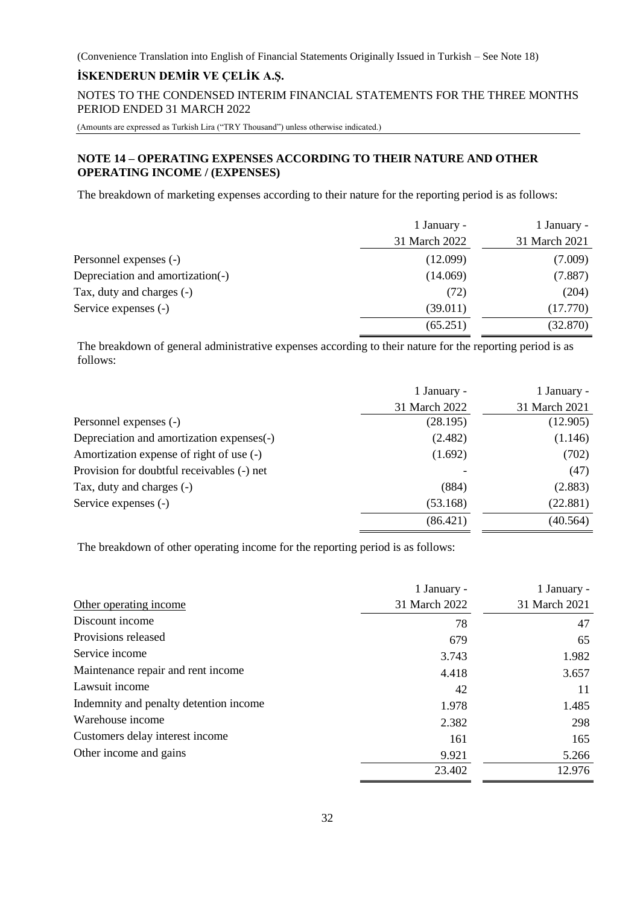## NOTE 14 – OPERATING EXPENSES ACCORDING TO THEIR NATURE AND OTHER OPERATING INCOME / (EXPENSES)

The breakdown of marketing expenses according to their nature for the reporting period is as follows:

| | 1 January - 31 March 2022 | 1 January - 31 March 2021 |
|---|---|---|
| Personnel expenses (-) | (12.099) | (7.009) |
| Depreciation and amortization(-) | (14.069) | (7.887) |
| Tax, duty and charges (-) | (72) | (204) |
| Service expenses (-) | (39.011) | (17.770) |
| | (65.251) | (32.870) |

The breakdown of general administrative expenses according to their nature for the reporting period is as follows:

| | 1 January - 31 March 2022 | 1 January - 31 March 2021 |
|---|---|---|
| Personnel expenses (-) | (28.195) | (12.905) |
| Depreciation and amortization expenses(-) | (2.482) | (1.146) |
| Amortization expense of right of use (-) | (1.692) | (702) |
| Provision for doubtful receivables (-) net | - | (47) |
| Tax, duty and charges (-) | (884) | (2.883) |
| Service expenses (-) | (53.168) | (22.881) |
| | (86.421) | (40.564) |

The breakdown of other operating income for the reporting period is as follows:

| Other operating income | 1 January - 31 March 2022 | 1 January - 31 March 2021 |
|---|---|---|
| Discount income | 78 | 47 |
| Provisions released | 679 | 65 |
| Service income | 3.743 | 1.982 |
| Maintenance repair and rent income | 4.418 | 3.657 |
| Lawsuit income | 42 | 11 |
| Indemnity and penalty detention income | 1.978 | 1.485 |
| Warehouse income | 2.382 | 298 |
| Customers delay interest income | 161 | 165 |
| Other income and gains | 9.921 | 5.266 |
| | 23.402 | 12.976 |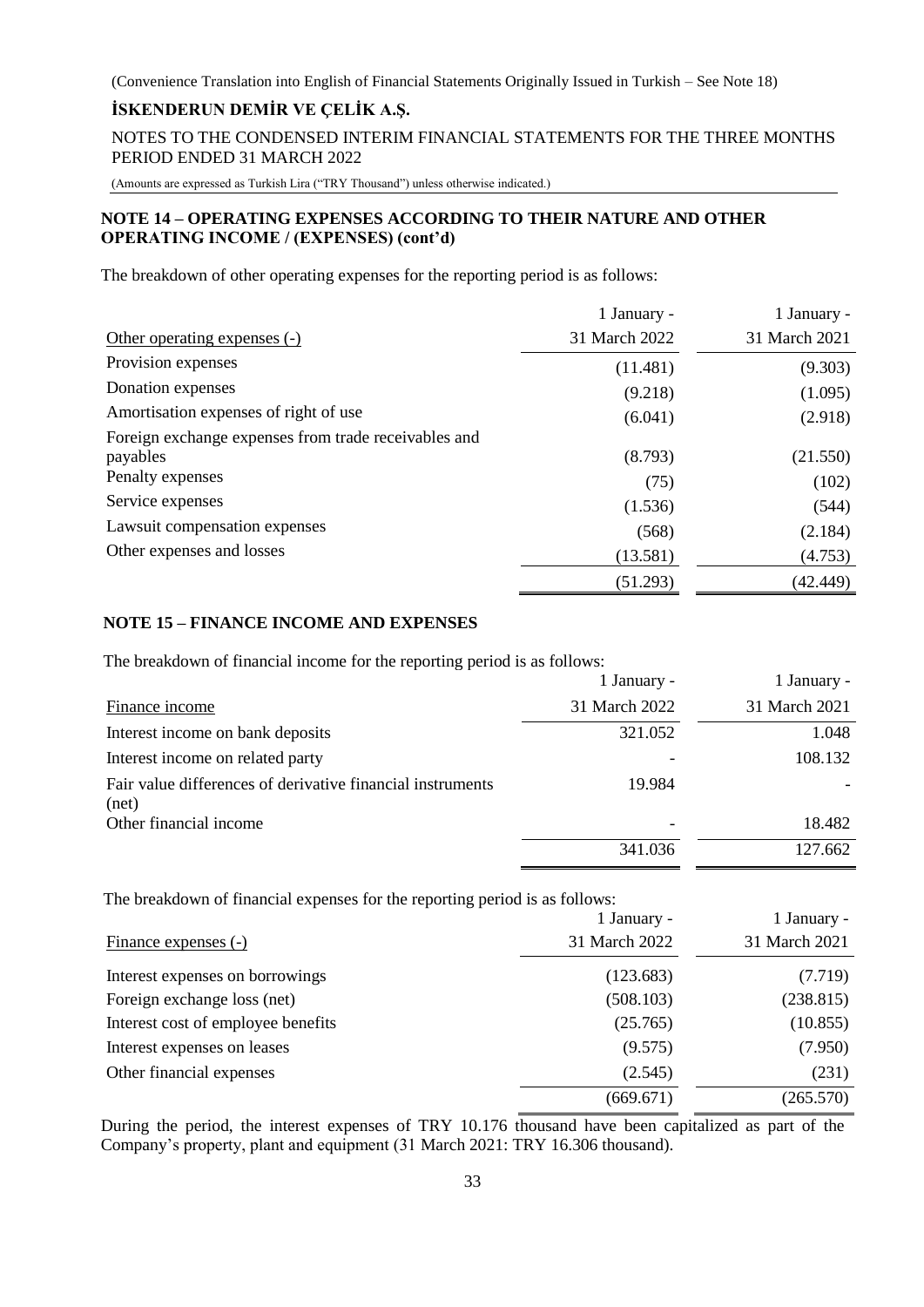## NOTE 14 – OPERATING EXPENSES ACCORDING TO THEIR NATURE AND OTHER OPERATING INCOME / (EXPENSES) (cont'd)

The breakdown of other operating expenses for the reporting period is as follows:

| Other operating expenses (-) | 1 January - 31 March 2022 | 1 January - 31 March 2021 |
|---|---|---|
| Provision expenses | (11.481) | (9.303) |
| Donation expenses | (9.218) | (1.095) |
| Amortisation expenses of right of use | (6.041) | (2.918) |
| Foreign exchange expenses from trade receivables and payables | (8.793) | (21.550) |
| Penalty expenses | (75) | (102) |
| Service expenses | (1.536) | (544) |
| Lawsuit compensation expenses | (568) | (2.184) |
| Other expenses and losses | (13.581) | (4.753) |
| | (51.293) | (42.449) |

## NOTE 15 – FINANCE INCOME AND EXPENSES

The breakdown of financial income for the reporting period is as follows:

| Finance income | 1 January - 31 March 2022 | 1 January - 31 March 2021 |
|---|---|---|
| Interest income on bank deposits | 321.052 | 1.048 |
| Interest income on related party | - | 108.132 |
| Fair value differences of derivative financial instruments (net) | 19.984 | - |
| Other financial income | - | 18.482 |
| | 341.036 | 127.662 |

The breakdown of financial expenses for the reporting period is as follows:

| Finance expenses (-) | 1 January - 31 March 2022 | 1 January - 31 March 2021 |
|---|---|---|
| Interest expenses on borrowings | (123.683) | (7.719) |
| Foreign exchange loss (net) | (508.103) | (238.815) |
| Interest cost of employee benefits | (25.765) | (10.855) |
| Interest expenses on leases | (9.575) | (7.950) |
| Other financial expenses | (2.545) | (231) |
| | (669.671) | (265.570) |

During the period, the interest expenses of TRY 10.176 thousand have been capitalized as part of the Company's property, plant and equipment (31 March 2021: TRY 16.306 thousand).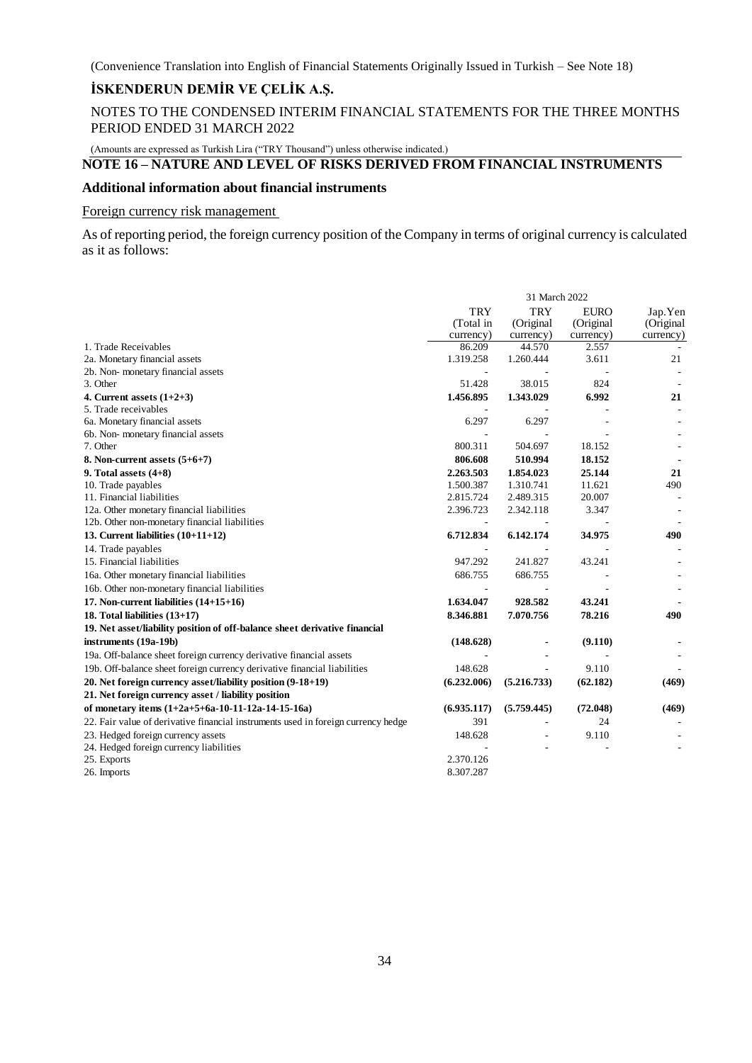(Convenience Translation into English of Financial Statements Originally Issued in Turkish – See Note 18)

# İSKENDERUN DEMİR VE ÇELİK A.Ş.

NOTES TO THE CONDENSED INTERIM FINANCIAL STATEMENTS FOR THE THREE MONTHS PERIOD ENDED 31 MARCH 2022

(Amounts are expressed as Turkish Lira ("TRY Thousand") unless otherwise indicated.)

## NOTE 16 – NATURE AND LEVEL OF RISKS DERIVED FROM FINANCIAL INSTRUMENTS

### Additional information about financial instruments

Foreign currency risk management

As of reporting period, the foreign currency position of the Company in terms of original currency is calculated as it as follows:

| | 31 March 2022 | | | |
|---|---|---|---|---|
| | TRY (Total in currency) | TRY (Original currency) | EURO (Original currency) | Jap.Yen (Original currency) |
| 1. Trade Receivables | 86.209 | 44.570 | 2.557 | - |
| 2a. Monetary financial assets | 1.319.258 | 1.260.444 | 3.611 | 21 |
| 2b. Non- monetary financial assets | - | - | - | - |
| 3. Other | 51.428 | 38.015 | 824 | - |
| **4. Current assets (1+2+3)** | **1.456.895** | **1.343.029** | **6.992** | **21** |
| 5. Trade receivables | - | - | - | - |
| 6a. Monetary financial assets | 6.297 | 6.297 | - | - |
| 6b. Non- monetary financial assets | - | - | - | - |
| 7. Other | 800.311 | 504.697 | 18.152 | - |
| **8. Non-current assets (5+6+7)** | **806.608** | **510.994** | **18.152** | **-** |
| **9. Total assets (4+8)** | **2.263.503** | **1.854.023** | **25.144** | **21** |
| 10. Trade payables | 1.500.387 | 1.310.741 | 11.621 | 490 |
| 11. Financial liabilities | 2.815.724 | 2.489.315 | 20.007 | - |
| 12a. Other monetary financial liabilities | 2.396.723 | 2.342.118 | 3.347 | - |
| 12b. Other non-monetary financial liabilities | - | - | - | - |
| **13. Current liabilities (10+11+12)** | **6.712.834** | **6.142.174** | **34.975** | **490** |
| 14. Trade payables | - | - | - | - |
| 15. Financial liabilities | 947.292 | 241.827 | 43.241 | - |
| 16a. Other monetary financial liabilities | 686.755 | 686.755 | - | - |
| 16b. Other non-monetary financial liabilities | - | - | - | - |
| **17. Non-current liabilities (14+15+16)** | **1.634.047** | **928.582** | **43.241** | **-** |
| **18. Total liabilities (13+17)** | **8.346.881** | **7.070.756** | **78.216** | **490** |
| **19. Net asset/liability position of off-balance sheet derivative financial instruments (19a-19b)** | **(148.628)** | **-** | **(9.110)** | **-** |
| 19a. Off-balance sheet foreign currency derivative financial assets | - | - | - | - |
| 19b. Off-balance sheet foreign currency derivative financial liabilities | 148.628 | - | 9.110 | - |
| **20. Net foreign currency asset/liability position (9-18+19)** | **(6.232.006)** | **(5.216.733)** | **(62.182)** | **(469)** |
| **21. Net foreign currency asset / liability position of monetary items (1+2a+5+6a-10-11-12a-14-15-16a)** | **(6.935.117)** | **(5.759.445)** | **(72.048)** | **(469)** |
| 22. Fair value of derivative financial instruments used in foreign currency hedge | 391 | - | 24 | - |
| 23. Hedged foreign currency assets | 148.628 | - | 9.110 | - |
| 24. Hedged foreign currency liabilities | - | - | - | - |
| 25. Exports | 2.370.126 | | | |
| 26. Imports | 8.307.287 | | | |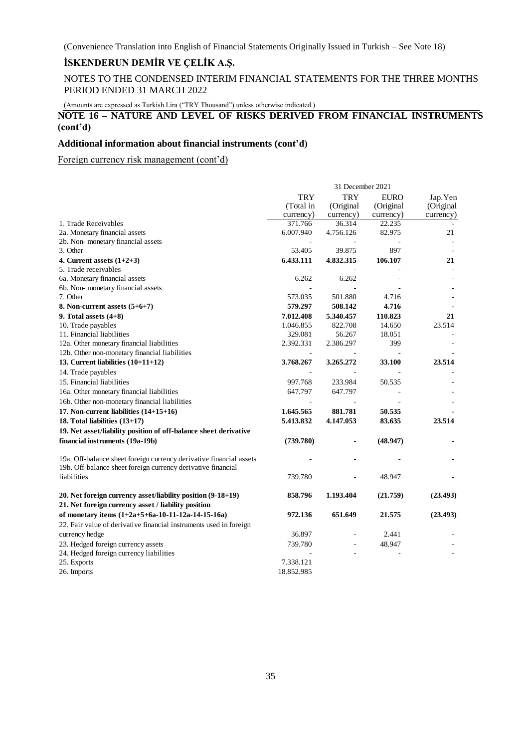(Convenience Translation into English of Financial Statements Originally Issued in Turkish – See Note 18)

**İSKENDERUN DEMİR VE ÇELİK A.Ş.**

NOTES TO THE CONDENSED INTERIM FINANCIAL STATEMENTS FOR THE THREE MONTHS PERIOD ENDED 31 MARCH 2022

(Amounts are expressed as Turkish Lira ("TRY Thousand") unless otherwise indicated.)

## NOTE 16 – NATURE AND LEVEL OF RISKS DERIVED FROM FINANCIAL INSTRUMENTS (cont'd)

### Additional information about financial instruments (cont'd)

Foreign currency risk management (cont'd)

| | 31 December 2021 | | | |
|---|---|---|---|---|
| | TRY (Total in currency) | TRY (Original currency) | EURO (Original currency) | Jap.Yen (Original currency) |
| 1. Trade Receivables | 371.766 | 36.314 | 22.235 | - |
| 2a. Monetary financial assets | 6.007.940 | 4.756.126 | 82.975 | 21 |
| 2b. Non- monetary financial assets | - | - | - | - |
| 3. Other | 53.405 | 39.875 | 897 | - |
| **4. Current assets (1+2+3)** | **6.433.111** | **4.832.315** | **106.107** | **21** |
| 5. Trade receivables | - | - | - | - |
| 6a. Monetary financial assets | 6.262 | 6.262 | - | - |
| 6b. Non- monetary financial assets | - | - | - | - |
| 7. Other | 573.035 | 501.880 | 4.716 | - |
| **8. Non-current assets (5+6+7)** | **579.297** | **508.142** | **4.716** | **-** |
| **9. Total assets (4+8)** | **7.012.408** | **5.340.457** | **110.823** | **21** |
| 10. Trade payables | 1.046.855 | 822.708 | 14.650 | 23.514 |
| 11. Financial liabilities | 329.081 | 56.267 | 18.051 | - |
| 12a. Other monetary financial liabilities | 2.392.331 | 2.386.297 | 399 | - |
| 12b. Other non-monetary financial liabilities | - | - | - | - |
| **13. Current liabilities (10+11+12)** | **3.768.267** | **3.265.272** | **33.100** | **23.514** |
| 14. Trade payables | - | - | - | - |
| 15. Financial liabilities | 997.768 | 233.984 | 50.535 | - |
| 16a. Other monetary financial liabilities | 647.797 | 647.797 | - | - |
| 16b. Other non-monetary financial liabilities | - | - | - | - |
| **17. Non-current liabilities (14+15+16)** | **1.645.565** | **881.781** | **50.535** | **-** |
| **18. Total liabilities (13+17)** | **5.413.832** | **4.147.053** | **83.635** | **23.514** |
| **19. Net asset/liability position of off-balance sheet derivative financial instruments (19a-19b)** | **(739.780)** | **-** | **(48.947)** | **-** |
| 19a. Off-balance sheet foreign currency derivative financial assets | - | - | - | - |
| 19b. Off-balance sheet foreign currency derivative financial liabilities | 739.780 | - | 48.947 | - |
| **20. Net foreign currency asset/liability position (9-18+19)** | **858.796** | **1.193.404** | **(21.759)** | **(23.493)** |
| **21. Net foreign currency asset / liability position of monetary items (1+2a+5+6a-10-11-12a-14-15-16a)** | **972.136** | **651.649** | **21.575** | **(23.493)** |
| 22. Fair value of derivative financial instruments used in foreign currency hedge | 36.897 | - | 2.441 | - |
| 23. Hedged foreign currency assets | 739.780 | - | 48.947 | - |
| 24. Hedged foreign currency liabilities | - | - | - | - |
| 25. Exports | 7.338.121 | | | |
| 26. Imports | 18.852.985 | | | |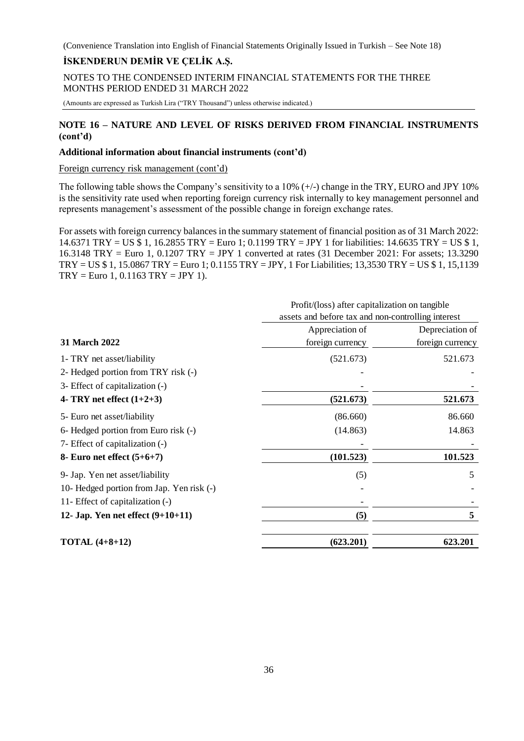(Convenience Translation into English of Financial Statements Originally Issued in Turkish – See Note 18)

**İSKENDERUN DEMİR VE ÇELİK A.Ş.**

NOTES TO THE CONDENSED INTERIM FINANCIAL STATEMENTS FOR THE THREE MONTHS PERIOD ENDED 31 MARCH 2022

(Amounts are expressed as Turkish Lira ("TRY Thousand") unless otherwise indicated.)

## NOTE 16 – NATURE AND LEVEL OF RISKS DERIVED FROM FINANCIAL INSTRUMENTS (cont'd)

**Additional information about financial instruments (cont'd)**

Foreign currency risk management (cont'd)

The following table shows the Company's sensitivity to a 10% (+/-) change in the TRY, EURO and JPY 10% is the sensitivity rate used when reporting foreign currency risk internally to key management personnel and represents management's assessment of the possible change in foreign exchange rates.

For assets with foreign currency balances in the summary statement of financial position as of 31 March 2022: 14.6371 TRY = US $ 1, 16.2855 TRY = Euro 1; 0.1199 TRY = JPY 1 for liabilities: 14.6635 TRY = US $ 1, 16.3148 TRY = Euro 1, 0.1207 TRY = JPY 1 converted at rates (31 December 2021: For assets; 13.3290 TRY = US $ 1, 15.0867 TRY = Euro 1; 0.1155 TRY = JPY, 1 For Liabilities; 13,3530 TRY = US $ 1, 15,1139 TRY = Euro 1, 0.1163 TRY = JPY 1).

| | Profit/(loss) after capitalization on tangible assets and before tax and non-controlling interest | |
|---|---|---|
| **31 March 2022** | Appreciation of foreign currency | Depreciation of foreign currency |
| 1- TRY net asset/liability | (521.673) | 521.673 |
| 2- Hedged portion from TRY risk (-) | - | - |
| 3- Effect of capitalization (-) | - | - |
| **4- TRY net effect (1+2+3)** | **(521.673)** | **521.673** |
| 5- Euro net asset/liability | (86.660) | 86.660 |
| 6- Hedged portion from Euro risk (-) | (14.863) | 14.863 |
| 7- Effect of capitalization (-) | - | - |
| **8- Euro net effect (5+6+7)** | **(101.523)** | **101.523** |
| 9- Jap. Yen net asset/liability | (5) | 5 |
| 10- Hedged portion from Jap. Yen risk (-) | - | - |
| 11- Effect of capitalization (-) | - | - |
| **12- Jap. Yen net effect (9+10+11)** | **(5)** | **5** |
| **TOTAL (4+8+12)** | **(623.201)** | **623.201** |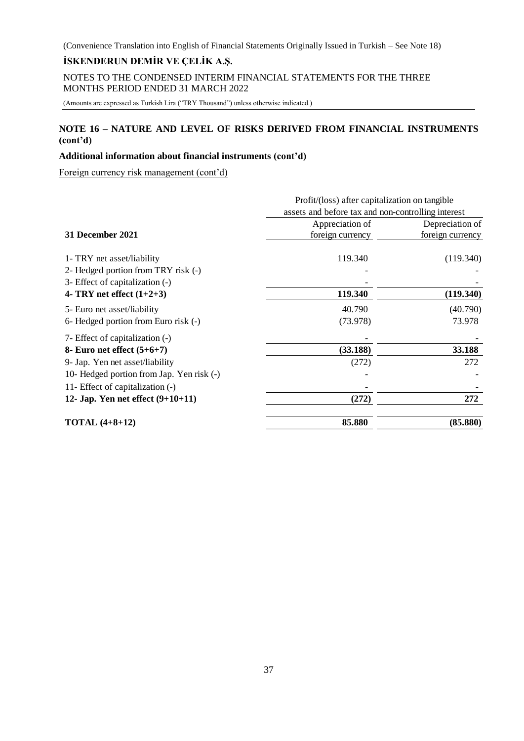(Convenience Translation into English of Financial Statements Originally Issued in Turkish – See Note 18)

**İSKENDERUN DEMİR VE ÇELİK A.Ş.**

NOTES TO THE CONDENSED INTERIM FINANCIAL STATEMENTS FOR THE THREE MONTHS PERIOD ENDED 31 MARCH 2022

(Amounts are expressed as Turkish Lira ("TRY Thousand") unless otherwise indicated.)

## NOTE 16 – NATURE AND LEVEL OF RISKS DERIVED FROM FINANCIAL INSTRUMENTS (cont'd)

### Additional information about financial instruments (cont'd)

Foreign currency risk management (cont'd)

| | Profit/(loss) after capitalization on tangible assets and before tax and non-controlling interest | |
|---|---|---|
| **31 December 2021** | Appreciation of foreign currency | Depreciation of foreign currency |
| 1- TRY net asset/liability | 119.340 | (119.340) |
| 2- Hedged portion from TRY risk (-) | - | - |
| 3- Effect of capitalization (-) | - | - |
| **4- TRY net effect (1+2+3)** | **119.340** | **(119.340)** |
| 5- Euro net asset/liability | 40.790 | (40.790) |
| 6- Hedged portion from Euro risk (-) | (73.978) | 73.978 |
| 7- Effect of capitalization (-) | - | - |
| **8- Euro net effect (5+6+7)** | **(33.188)** | **33.188** |
| 9- Jap. Yen net asset/liability | (272) | 272 |
| 10- Hedged portion from Jap. Yen risk (-) | - | - |
| 11- Effect of capitalization (-) | - | - |
| **12- Jap. Yen net effect (9+10+11)** | **(272)** | **272** |
| **TOTAL (4+8+12)** | **85.880** | **(85.880)** |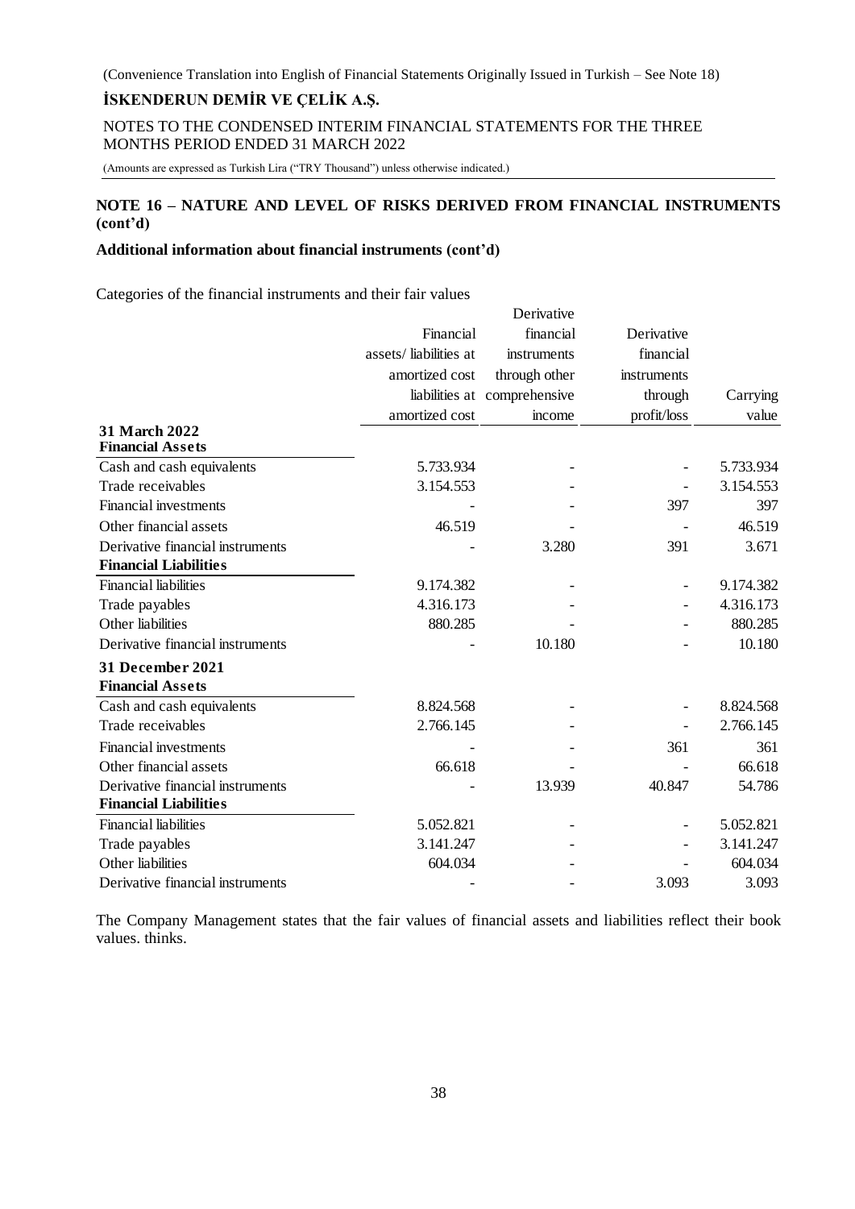(Convenience Translation into English of Financial Statements Originally Issued in Turkish – See Note 18)

**İSKENDERUN DEMİR VE ÇELİK A.Ş.**

NOTES TO THE CONDENSED INTERIM FINANCIAL STATEMENTS FOR THE THREE MONTHS PERIOD ENDED 31 MARCH 2022

(Amounts are expressed as Turkish Lira ("TRY Thousand") unless otherwise indicated.)

## NOTE 16 – NATURE AND LEVEL OF RISKS DERIVED FROM FINANCIAL INSTRUMENTS (cont'd)

### Additional information about financial instruments (cont'd)

Categories of the financial instruments and their fair values

| | Financial assets/ liabilities at amortized cost liabilities at amortized cost | Derivative financial instruments through other comprehensive income | Derivative financial instruments through profit/loss | Carrying value |
|---|---|---|---|---|
| **31 March 2022** | | | | |
| **Financial Assets** | | | | |
| Cash and cash equivalents | 5.733.934 | - | - | 5.733.934 |
| Trade receivables | 3.154.553 | - | - | 3.154.553 |
| Financial investments | - | - | 397 | 397 |
| Other financial assets | 46.519 | - | - | 46.519 |
| Derivative financial instruments | - | 3.280 | 391 | 3.671 |
| **Financial Liabilities** | | | | |
| Financial liabilities | 9.174.382 | - | - | 9.174.382 |
| Trade payables | 4.316.173 | - | - | 4.316.173 |
| Other liabilities | 880.285 | - | - | 880.285 |
| Derivative financial instruments | - | 10.180 | - | 10.180 |
| **31 December 2021** | | | | |
| **Financial Assets** | | | | |
| Cash and cash equivalents | 8.824.568 | - | - | 8.824.568 |
| Trade receivables | 2.766.145 | - | - | 2.766.145 |
| Financial investments | - | - | 361 | 361 |
| Other financial assets | 66.618 | - | - | 66.618 |
| Derivative financial instruments | - | 13.939 | 40.847 | 54.786 |
| **Financial Liabilities** | | | | |
| Financial liabilities | 5.052.821 | - | - | 5.052.821 |
| Trade payables | 3.141.247 | - | - | 3.141.247 |
| Other liabilities | 604.034 | - | - | 604.034 |
| Derivative financial instruments | - | - | 3.093 | 3.093 |

The Company Management states that the fair values of financial assets and liabilities reflect their book values. thinks.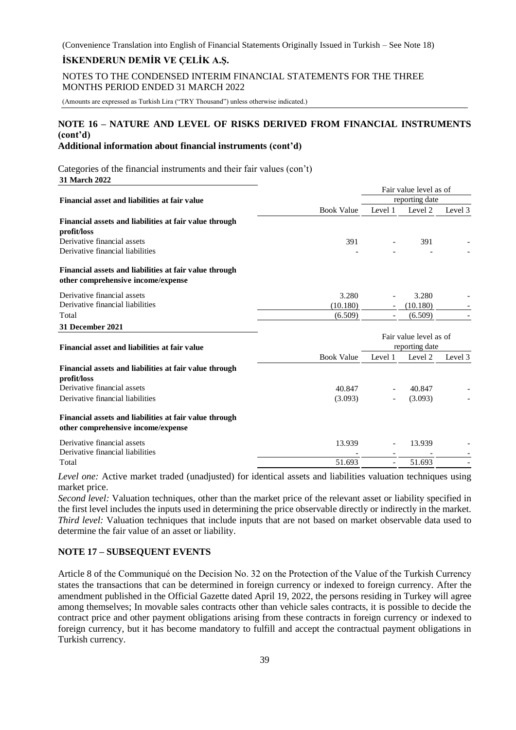## NOTE 16 – NATURE AND LEVEL OF RISKS DERIVED FROM FINANCIAL INSTRUMENTS (cont'd)

**Additional information about financial instruments (cont'd)**

Categories of the financial instruments and their fair values (con't)

**31 March 2022**

| **Financial asset and liabilities at fair value** | | Fair value level as of reporting date | | |
|---|---|---|---|---|
| | Book Value | Level 1 | Level 2 | Level 3 |
| **Financial assets and liabilities at fair value through profit/loss** | | | | |
| Derivative financial assets | 391 | - | 391 | - |
| Derivative financial liabilities | - | - | - | - |
| **Financial assets and liabilities at fair value through other comprehensive income/expense** | | | | |
| Derivative financial assets | 3.280 | - | 3.280 | - |
| Derivative financial liabilities | (10.180) | - | (10.180) | - |
| Total | (6.509) | - | (6.509) | - |

**31 December 2021**

| **Financial asset and liabilities at fair value** | | Fair value level as of reporting date | | |
|---|---|---|---|---|
| | Book Value | Level 1 | Level 2 | Level 3 |
| **Financial assets and liabilities at fair value through profit/loss** | | | | |
| Derivative financial assets | 40.847 | - | 40.847 | - |
| Derivative financial liabilities | (3.093) | - | (3.093) | - |
| **Financial assets and liabilities at fair value through other comprehensive income/expense** | | | | |
| Derivative financial assets | 13.939 | - | 13.939 | - |
| Derivative financial liabilities | - | - | - | - |
| Total | 51.693 | - | 51.693 | - |

*Level one:* Active market traded (unadjusted) for identical assets and liabilities valuation techniques using market price.
*Second level:* Valuation techniques, other than the market price of the relevant asset or liability specified in the first level includes the inputs used in determining the price observable directly or indirectly in the market.
*Third level:* Valuation techniques that include inputs that are not based on market observable data used to determine the fair value of an asset or liability.

## NOTE 17 – SUBSEQUENT EVENTS

Article 8 of the Communiqué on the Decision No. 32 on the Protection of the Value of the Turkish Currency states the transactions that can be determined in foreign currency or indexed to foreign currency. After the amendment published in the Official Gazette dated April 19, 2022, the persons residing in Turkey will agree among themselves; In movable sales contracts other than vehicle sales contracts, it is possible to decide the contract price and other payment obligations arising from these contracts in foreign currency or indexed to foreign currency, but it has become mandatory to fulfill and accept the contractual payment obligations in Turkish currency.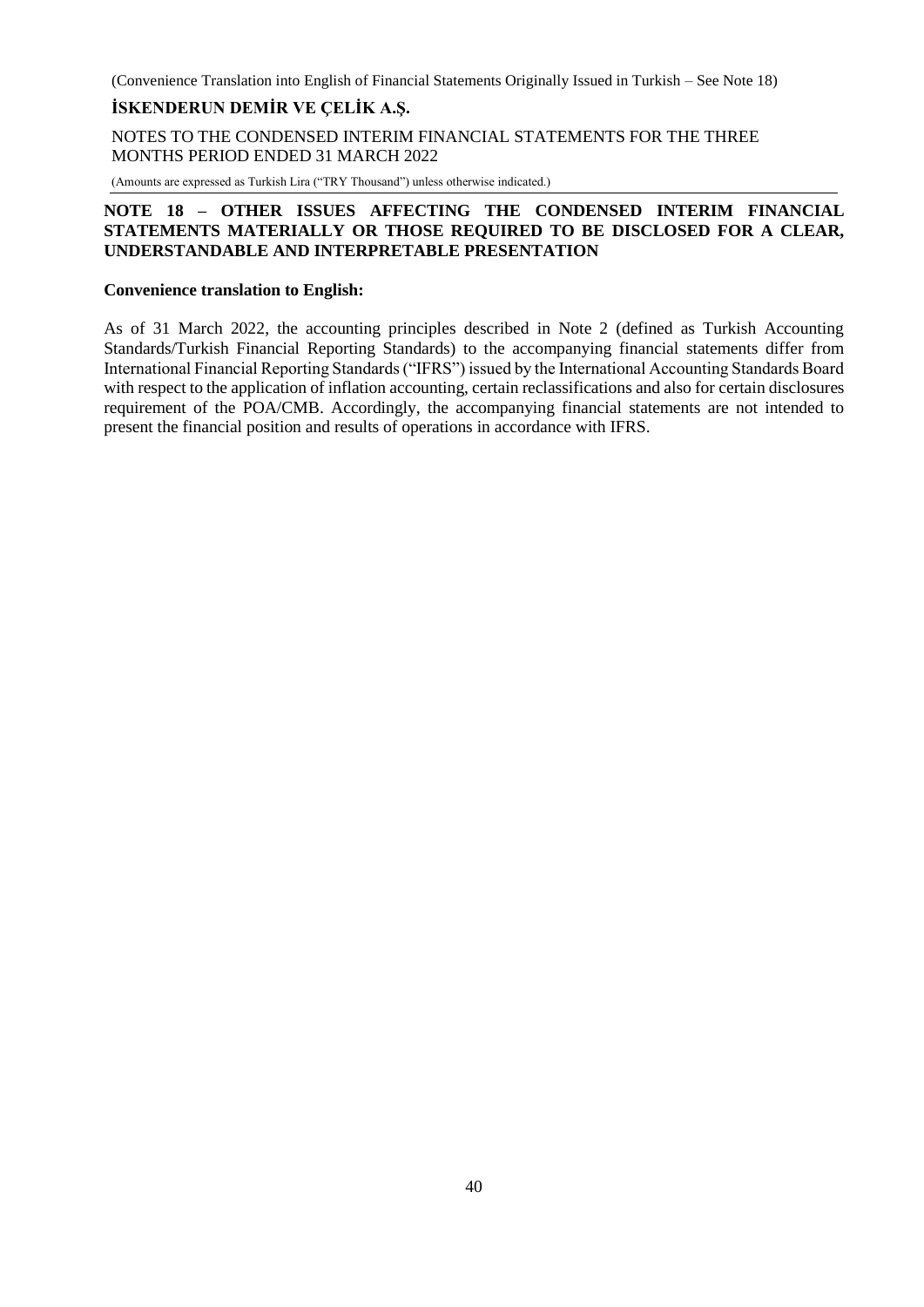## NOTE 18 – OTHER ISSUES AFFECTING THE CONDENSED INTERIM FINANCIAL STATEMENTS MATERIALLY OR THOSE REQUIRED TO BE DISCLOSED FOR A CLEAR, UNDERSTANDABLE AND INTERPRETABLE PRESENTATION

**Convenience translation to English:**

As of 31 March 2022, the accounting principles described in Note 2 (defined as Turkish Accounting Standards/Turkish Financial Reporting Standards) to the accompanying financial statements differ from International Financial Reporting Standards ("IFRS") issued by the International Accounting Standards Board with respect to the application of inflation accounting, certain reclassifications and also for certain disclosures requirement of the POA/CMB. Accordingly, the accompanying financial statements are not intended to present the financial position and results of operations in accordance with IFRS.